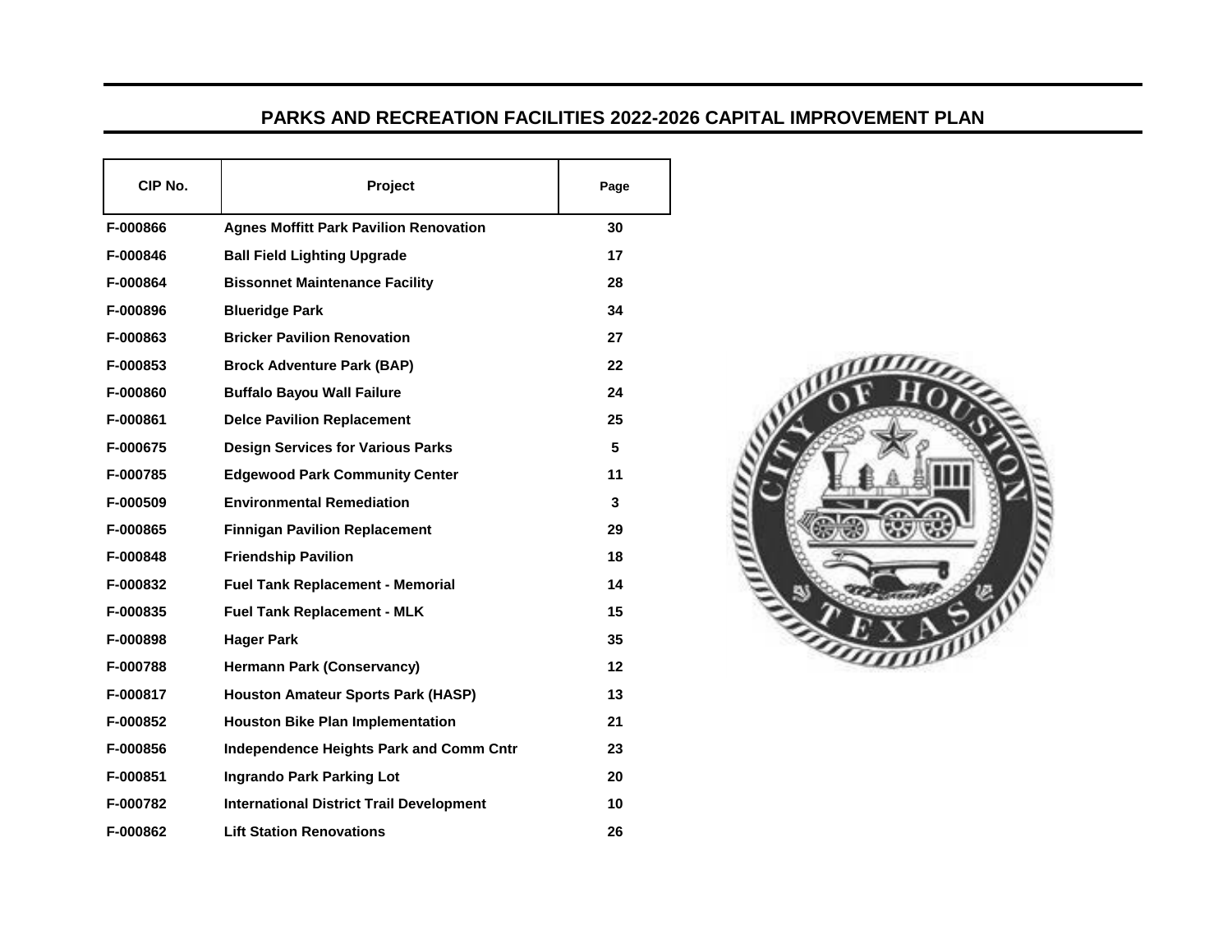# PARKS AND RECREATION FACILITIES 2022-2026 CAPITAL IMPROVEMENT PLAN

| CIP No. | Project | Page |
|---|---|---|
| F-000866 | Agnes Moffitt Park Pavilion Renovation | 30 |
| F-000846 | Ball Field Lighting Upgrade | 17 |
| F-000864 | Bissonnet Maintenance Facility | 28 |
| F-000896 | Blueridge Park | 34 |
| F-000863 | Bricker Pavilion Renovation | 27 |
| F-000853 | Brock Adventure Park (BAP) | 22 |
| F-000860 | Buffalo Bayou Wall Failure | 24 |
| F-000861 | Delce Pavilion Replacement | 25 |
| F-000675 | Design Services for Various Parks | 5 |
| F-000785 | Edgewood Park Community Center | 11 |
| F-000509 | Environmental Remediation | 3 |
| F-000865 | Finnigan Pavilion Replacement | 29 |
| F-000848 | Friendship Pavilion | 18 |
| F-000832 | Fuel Tank Replacement - Memorial | 14 |
| F-000835 | Fuel Tank Replacement - MLK | 15 |
| F-000898 | Hager Park | 35 |
| F-000788 | Hermann Park (Conservancy) | 12 |
| F-000817 | Houston Amateur Sports Park (HASP) | 13 |
| F-000852 | Houston Bike Plan Implementation | 21 |
| F-000856 | Independence Heights Park and Comm Cntr | 23 |
| F-000851 | Ingrando Park Parking Lot | 20 |
| F-000782 | International District Trail Development | 10 |
| F-000862 | Lift Station Renovations | 26 |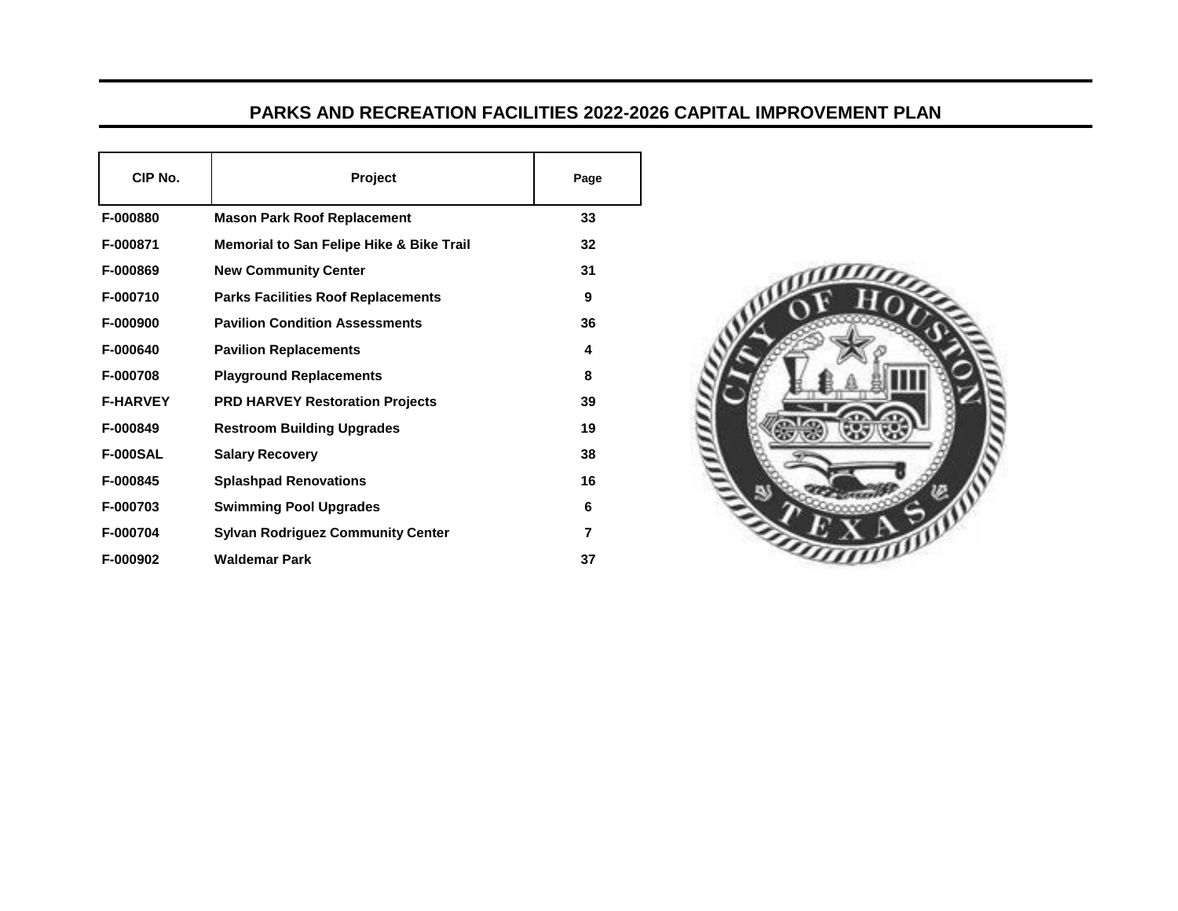## PARKS AND RECREATION FACILITIES 2022-2026 CAPITAL IMPROVEMENT PLAN

| CIP No. | Project | Page |
|---|---|---|
| F-000880 | Mason Park Roof Replacement | 33 |
| F-000871 | Memorial to San Felipe Hike & Bike Trail | 32 |
| F-000869 | New Community Center | 31 |
| F-000710 | Parks Facilities Roof Replacements | 9 |
| F-000900 | Pavilion Condition Assessments | 36 |
| F-000640 | Pavilion Replacements | 4 |
| F-000708 | Playground Replacements | 8 |
| F-HARVEY | PRD HARVEY Restoration Projects | 39 |
| F-000849 | Restroom Building Upgrades | 19 |
| F-000SAL | Salary Recovery | 38 |
| F-000845 | Splashpad Renovations | 16 |
| F-000703 | Swimming Pool Upgrades | 6 |
| F-000704 | Sylvan Rodriguez Community Center | 7 |
| F-000902 | Waldemar Park | 37 |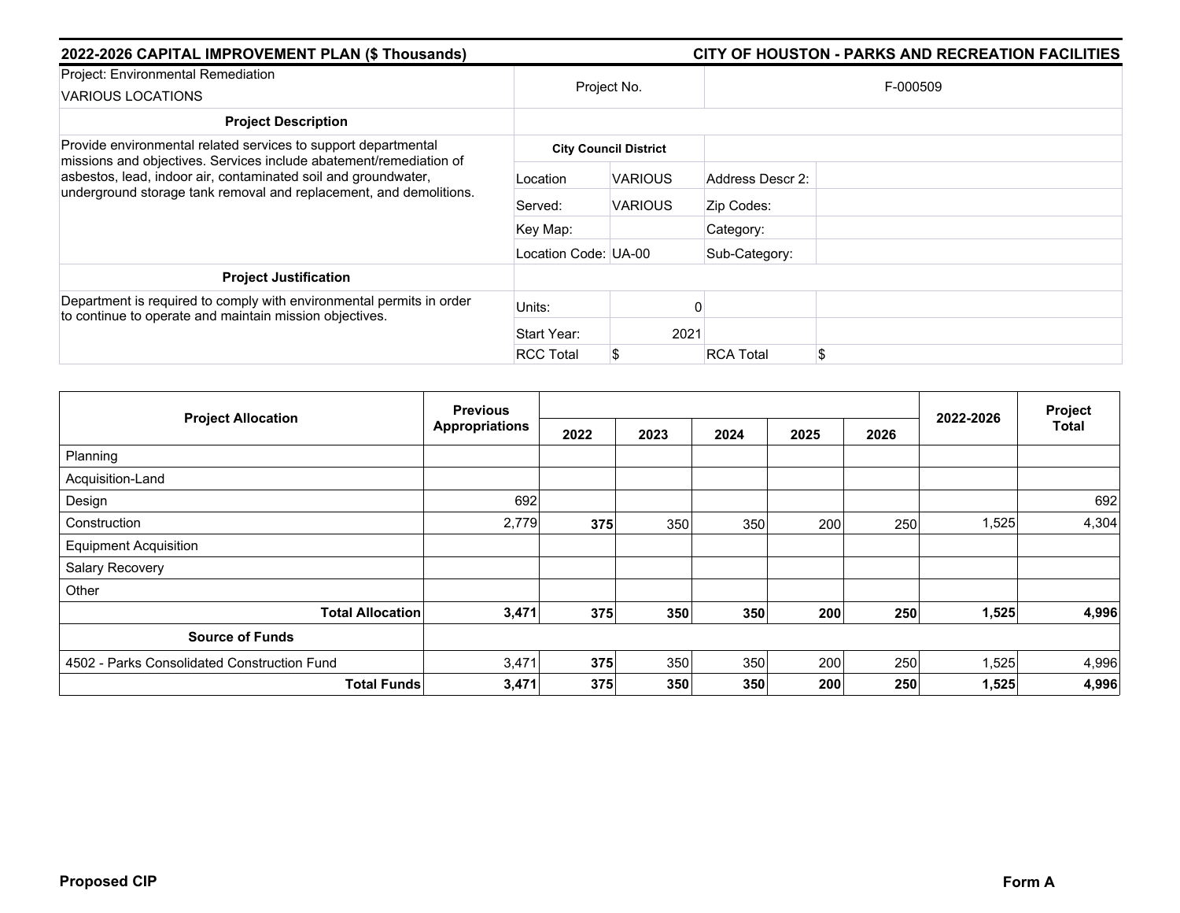## 2022-2026 CAPITAL IMPROVEMENT PLAN ($ Thousands) — CITY OF HOUSTON - PARKS AND RECREATION FACILITIES

| Project: Environmental Remediation<br>VARIOUS LOCATIONS | Project No. | | F-000509 | |
|---|---|---|---|---|
| **Project Description** | | | | |
| Provide environmental related services to support departmental missions and objectives. Services include abatement/remediation of asbestos, lead, indoor air, contaminated soil and groundwater, underground storage tank removal and replacement, and demolitions. | **City Council District** | | | |
| | Location | VARIOUS | Address Descr 2: | |
| | Served: | VARIOUS | Zip Codes: | |
| | Key Map: | | Category: | |
| | Location Code: | UA-00 | Sub-Category: | |
| **Project Justification** | | | | |
| Department is required to comply with environmental permits in order to continue to operate and maintain mission objectives. | Units: | 0 | | |
| | Start Year: | 2021 | | |
| | RCC Total | $ | RCA Total | $ |

| Project Allocation | Previous Appropriations | 2022 | 2023 | 2024 | 2025 | 2026 | 2022-2026 | Project Total |
|---|---|---|---|---|---|---|---|---|
| Planning | | | | | | | | |
| Acquisition-Land | | | | | | | | |
| Design | 692 | | | | | | | 692 |
| Construction | 2,779 | **375** | 350 | 350 | 200 | 250 | 1,525 | 4,304 |
| Equipment Acquisition | | | | | | | | |
| Salary Recovery | | | | | | | | |
| Other | | | | | | | | |
| **Total Allocation** | **3,471** | **375** | **350** | **350** | **200** | **250** | **1,525** | **4,996** |
| **Source of Funds** | | | | | | | | |
| 4502 - Parks Consolidated Construction Fund | 3,471 | **375** | 350 | 350 | 200 | 250 | 1,525 | 4,996 |
| **Total Funds** | **3,471** | **375** | **350** | **350** | **200** | **250** | **1,525** | **4,996** |

**Proposed CIP** — **Form A**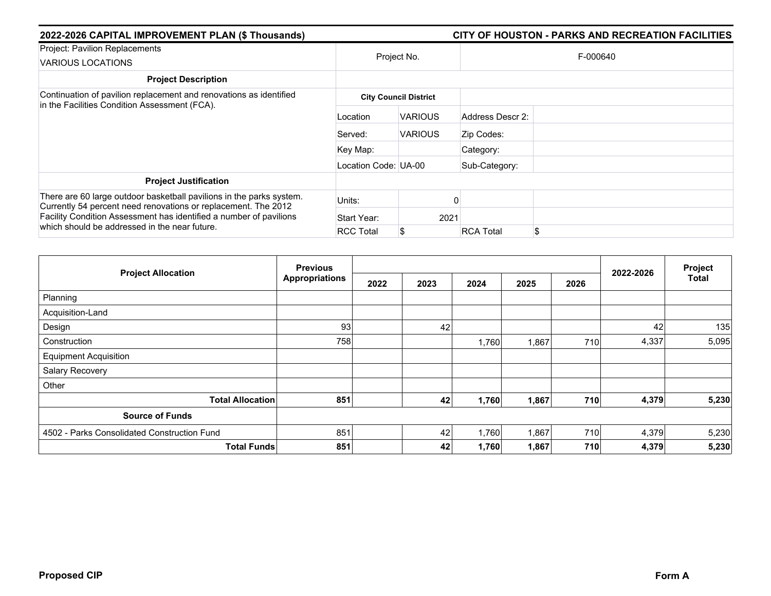**2022-2026 CAPITAL IMPROVEMENT PLAN ($ Thousands)** **CITY OF HOUSTON - PARKS AND RECREATION FACILITIES**

| | | | | |
|---|---|---|---|---|
| Project: Pavilion Replacements<br>VARIOUS LOCATIONS | Project No. | | F-000640 | |
| **Project Description** | | | | |
| Continuation of pavilion replacement and renovations as identified in the Facilities Condition Assessment (FCA). | **City Council District** | | | |
| | Location | VARIOUS | Address Descr 2: | |
| | Served: | VARIOUS | Zip Codes: | |
| | Key Map: | | Category: | |
| | Location Code: | UA-00 | Sub-Category: | |
| **Project Justification** | | | | |
| There are 60 large outdoor basketball pavilions in the parks system. Currently 54 percent need renovations or replacement. The 2012 Facility Condition Assessment has identified a number of pavilions which should be addressed in the near future. | Units: | 0 | | |
| | Start Year: | 2021 | | |
| | RCC Total | $ | RCA Total | $ |

| Project Allocation | Previous Appropriations | 2022 | 2023 | 2024 | 2025 | 2026 | 2022-2026 | Project Total |
|---|---|---|---|---|---|---|---|---|
| Planning | | | | | | | | |
| Acquisition-Land | | | | | | | | |
| Design | 93 | | 42 | | | | 42 | 135 |
| Construction | 758 | | | 1,760 | 1,867 | 710 | 4,337 | 5,095 |
| Equipment Acquisition | | | | | | | | |
| Salary Recovery | | | | | | | | |
| Other | | | | | | | | |
| **Total Allocation** | **851** | | **42** | **1,760** | **1,867** | **710** | **4,379** | **5,230** |
| **Source of Funds** | | | | | | | | |
| 4502 - Parks Consolidated Construction Fund | 851 | | 42 | 1,760 | 1,867 | 710 | 4,379 | 5,230 |
| **Total Funds** | **851** | | **42** | **1,760** | **1,867** | **710** | **4,379** | **5,230** |

**Proposed CIP** **Form A**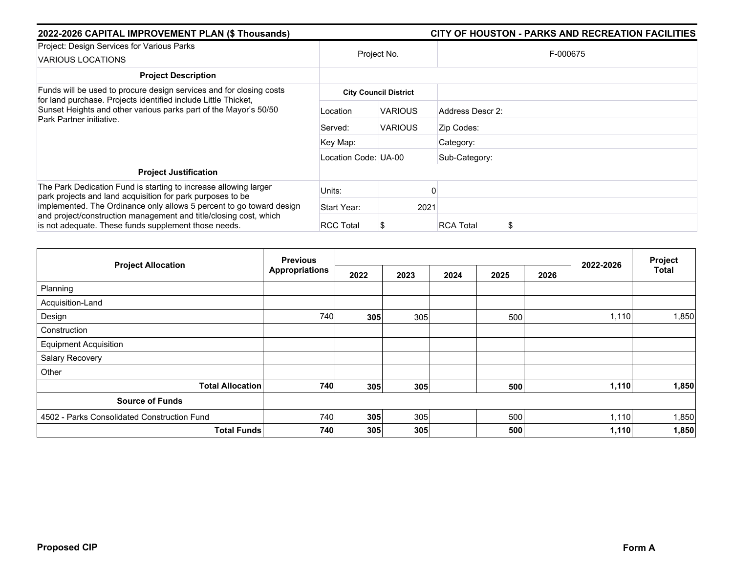**2022-2026 CAPITAL IMPROVEMENT PLAN ($ Thousands)** | **CITY OF HOUSTON - PARKS AND RECREATION FACILITIES**

| | | | | |
|---|---|---|---|---|
| Project: Design Services for Various Parks<br>VARIOUS LOCATIONS | Project No. | | F-000675 | |
| **Project Description** | | | | |
| Funds will be used to procure design services and for closing costs for land purchase. Projects identified include Little Thicket, Sunset Heights and other various parks part of the Mayor's 50/50 Park Partner initiative. | **City Council District** | | | |
| | Location | VARIOUS | Address Descr 2: | |
| | Served: | VARIOUS | Zip Codes: | |
| | Key Map: | | Category: | |
| | Location Code: | UA-00 | Sub-Category: | |
| **Project Justification** | | | | |
| The Park Dedication Fund is starting to increase allowing larger park projects and land acquisition for park purposes to be implemented. The Ordinance only allows 5 percent to go toward design and project/construction management and title/closing cost, which is not adequate. These funds supplement those needs. | Units: | 0 | | |
| | Start Year: | 2021 | | |
| | RCC Total | $ | RCA Total | $ |

| Project Allocation | Previous Appropriations | 2022 | 2023 | 2024 | 2025 | 2026 | 2022-2026 | Project Total |
|---|---|---|---|---|---|---|---|---|
| Planning | | | | | | | | |
| Acquisition-Land | | | | | | | | |
| Design | 740 | **305** | 305 | | 500 | | 1,110 | 1,850 |
| Construction | | | | | | | | |
| Equipment Acquisition | | | | | | | | |
| Salary Recovery | | | | | | | | |
| Other | | | | | | | | |
| **Total Allocation** | **740** | **305** | **305** | | **500** | | **1,110** | **1,850** |
| **Source of Funds** | | | | | | | | |
| 4502 - Parks Consolidated Construction Fund | 740 | **305** | 305 | | 500 | | 1,110 | 1,850 |
| **Total Funds** | **740** | **305** | **305** | | **500** | | **1,110** | **1,850** |

**Proposed CIP** | **Form A**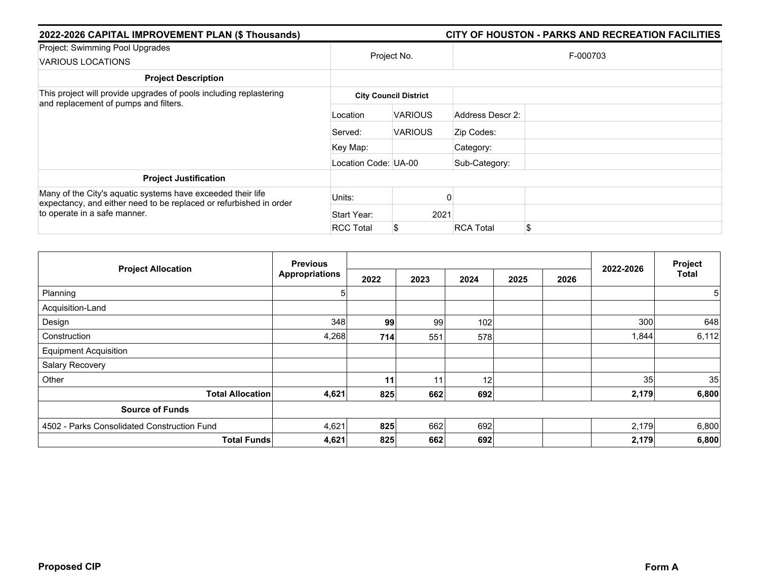## 2022-2026 CAPITAL IMPROVEMENT PLAN ($ Thousands) — CITY OF HOUSTON - PARKS AND RECREATION FACILITIES

| | | | |
|---|---|---|---|
| Project: Swimming Pool Upgrades<br>VARIOUS LOCATIONS | Project No. | F-000703 | |

**Project Description**

This project will provide upgrades of pools including replastering and replacement of pumps and filters.

**City Council District**

| | | | |
|---|---|---|---|
| Location | VARIOUS | Address Descr 2: | |
| Served: | VARIOUS | Zip Codes: | |
| Key Map: | | Category: | |
| Location Code: | UA-00 | Sub-Category: | |

**Project Justification**

Many of the City's aquatic systems have exceeded their life expectancy, and either need to be replaced or refurbished in order to operate in a safe manner.

| | | | |
|---|---|---|---|
| Units: | 0 | | |
| Start Year: | 2021 | | |
| RCC Total | $ | RCA Total | $ |

| Project Allocation | Previous Appropriations | 2022 | 2023 | 2024 | 2025 | 2026 | 2022-2026 | Project Total |
|---|---|---|---|---|---|---|---|---|
| Planning | 5 | | | | | | | 5 |
| Acquisition-Land | | | | | | | | |
| Design | 348 | **99** | 99 | 102 | | | 300 | 648 |
| Construction | 4,268 | **714** | 551 | 578 | | | 1,844 | 6,112 |
| Equipment Acquisition | | | | | | | | |
| Salary Recovery | | | | | | | | |
| Other | | **11** | 11 | 12 | | | 35 | 35 |
| **Total Allocation** | **4,621** | **825** | **662** | **692** | | | **2,179** | **6,800** |
| **Source of Funds** | | | | | | | | |
| 4502 - Parks Consolidated Construction Fund | 4,621 | **825** | 662 | 692 | | | 2,179 | 6,800 |
| **Total Funds** | **4,621** | **825** | **662** | **692** | | | **2,179** | **6,800** |

**Proposed CIP** — **Form A**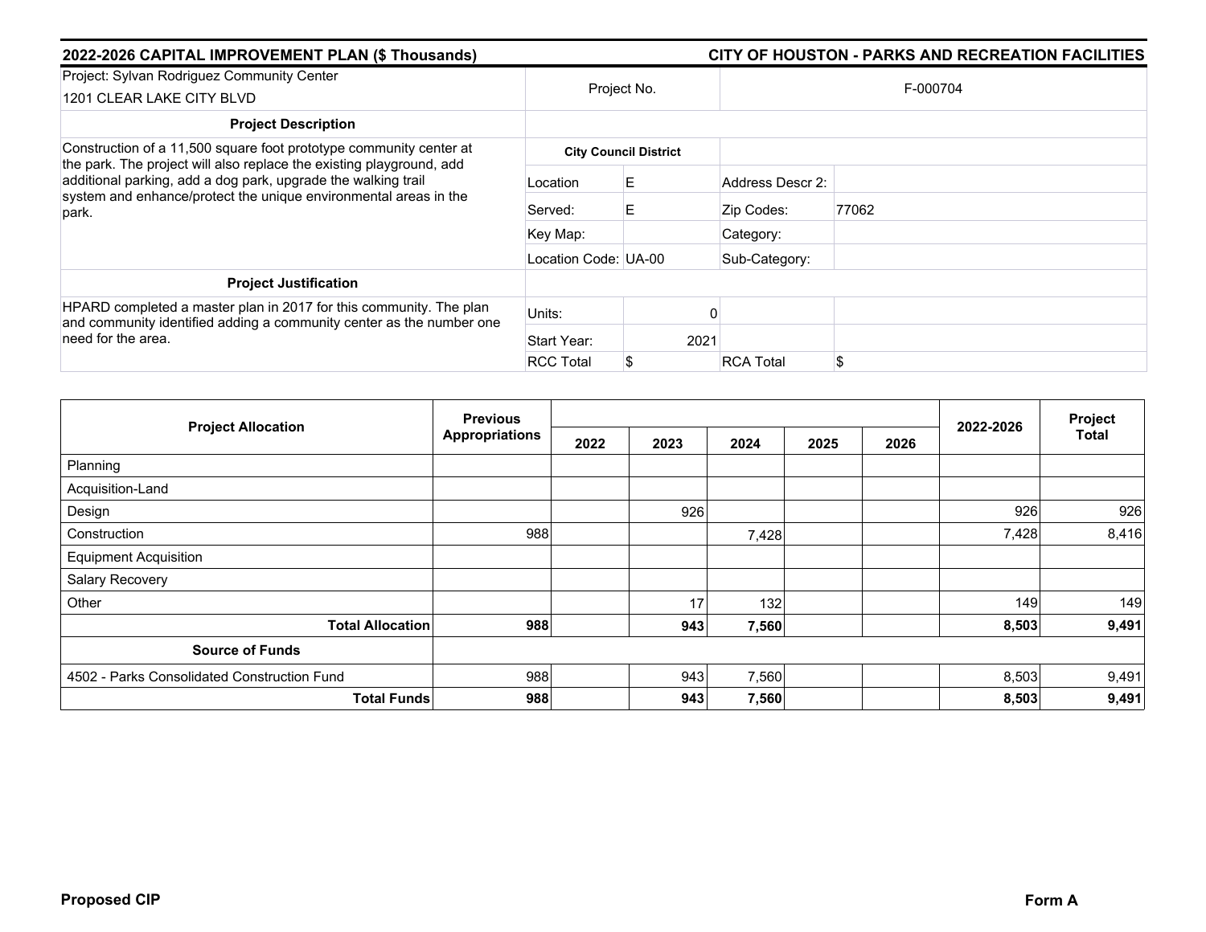## 2022-2026 CAPITAL IMPROVEMENT PLAN ($ Thousands) — CITY OF HOUSTON - PARKS AND RECREATION FACILITIES

| | | | |
|---|---|---|---|
| Project: Sylvan Rodriguez Community Center<br>1201 CLEAR LAKE CITY BLVD | Project No. | F-000704 | |
| **Project Description** | | | |
| Construction of a 11,500 square foot prototype community center at the park. The project will also replace the existing playground, add additional parking, add a dog park, upgrade the walking trail system and enhance/protect the unique environmental areas in the park. | **City Council District** | | |
| | Location: E | Address Descr 2: | |
| | Served: E | Zip Codes: | 77062 |
| | Key Map: | Category: | |
| | Location Code: UA-00 | Sub-Category: | |
| **Project Justification** | | | |
| HPARD completed a master plan in 2017 for this community. The plan and community identified adding a community center as the number one need for the area. | Units: 0 | | |
| | Start Year: 2021 | | |
| | RCC Total $ | RCA Total $ | |

| Project Allocation | Previous Appropriations | 2022 | 2023 | 2024 | 2025 | 2026 | 2022-2026 | Project Total |
|---|---|---|---|---|---|---|---|---|
| Planning | | | | | | | | |
| Acquisition-Land | | | | | | | | |
| Design | | | 926 | | | | 926 | 926 |
| Construction | 988 | | | 7,428 | | | 7,428 | 8,416 |
| Equipment Acquisition | | | | | | | | |
| Salary Recovery | | | | | | | | |
| Other | | | 17 | 132 | | | 149 | 149 |
| **Total Allocation** | **988** | | **943** | **7,560** | | | **8,503** | **9,491** |
| **Source of Funds** | | | | | | | | |
| 4502 - Parks Consolidated Construction Fund | 988 | | 943 | 7,560 | | | 8,503 | 9,491 |
| **Total Funds** | **988** | | **943** | **7,560** | | | **8,503** | **9,491** |

**Proposed CIP** — **Form A**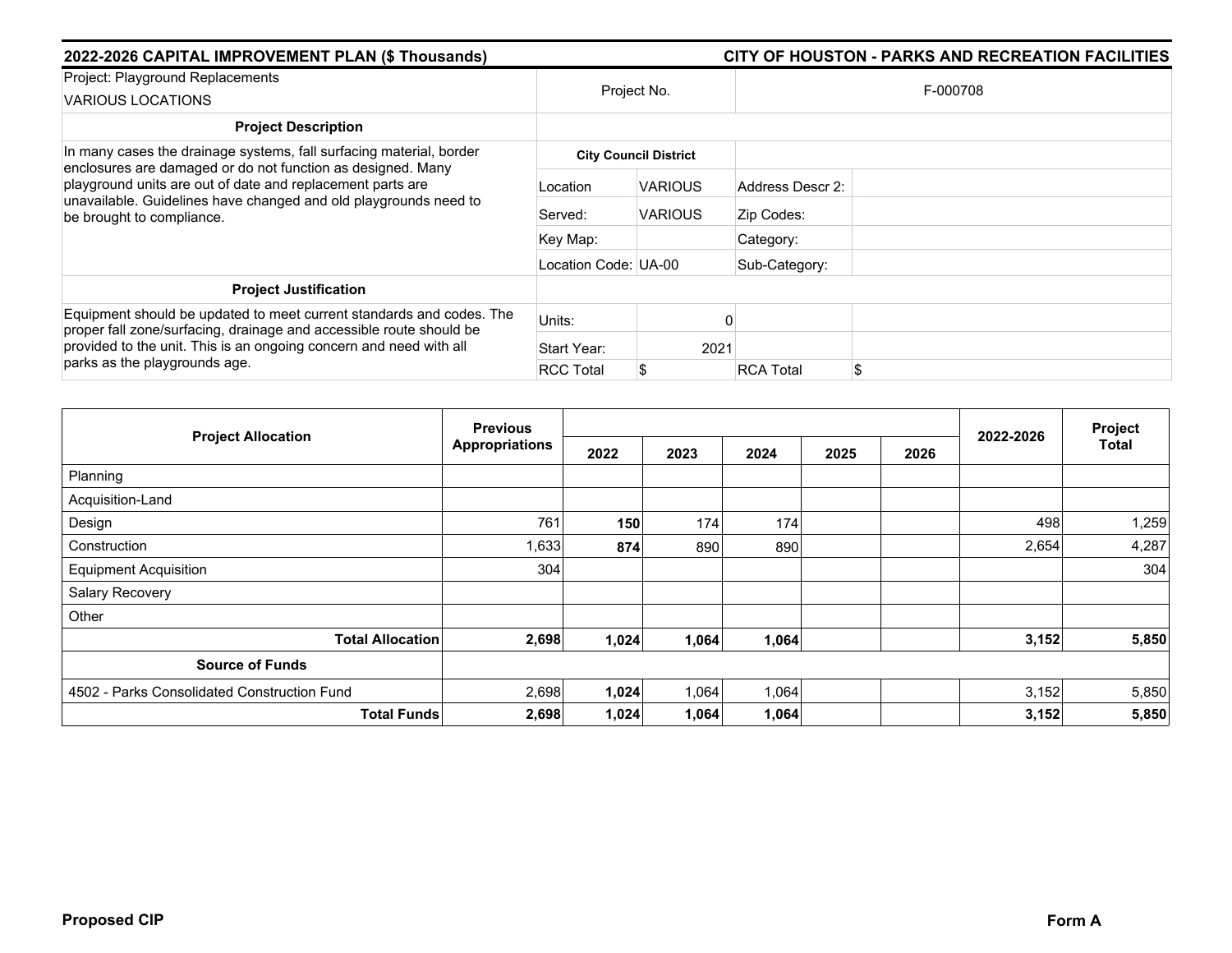## 2022-2026 CAPITAL IMPROVEMENT PLAN ($ Thousands) — CITY OF HOUSTON - PARKS AND RECREATION FACILITIES

| | | | | |
|---|---|---|---|---|
| Project: Playground Replacements<br>VARIOUS LOCATIONS | Project No. | | F-000708 | |
| **Project Description** | | | | |
| In many cases the drainage systems, fall surfacing material, border enclosures are damaged or do not function as designed. Many playground units are out of date and replacement parts are unavailable. Guidelines have changed and old playgrounds need to be brought to compliance. | **City Council District** | | | |
| | Location | VARIOUS | Address Descr 2: | |
| | Served: | VARIOUS | Zip Codes: | |
| | Key Map: | | Category: | |
| | Location Code: | UA-00 | Sub-Category: | |
| **Project Justification** | | | | |
| Equipment should be updated to meet current standards and codes. The proper fall zone/surfacing, drainage and accessible route should be provided to the unit. This is an ongoing concern and need with all parks as the playgrounds age. | Units: | 0 | | |
| | Start Year: | 2021 | | |
| | RCC Total | $ | RCA Total | $ |

| Project Allocation | Previous Appropriations | 2022 | 2023 | 2024 | 2025 | 2026 | 2022-2026 | Project Total |
|---|---|---|---|---|---|---|---|---|
| Planning | | | | | | | | |
| Acquisition-Land | | | | | | | | |
| Design | 761 | **150** | 174 | 174 | | | 498 | 1,259 |
| Construction | 1,633 | **874** | 890 | 890 | | | 2,654 | 4,287 |
| Equipment Acquisition | 304 | | | | | | | 304 |
| Salary Recovery | | | | | | | | |
| Other | | | | | | | | |
| **Total Allocation** | **2,698** | **1,024** | **1,064** | **1,064** | | | **3,152** | **5,850** |
| **Source of Funds** | | | | | | | | |
| 4502 - Parks Consolidated Construction Fund | 2,698 | **1,024** | 1,064 | 1,064 | | | 3,152 | 5,850 |
| **Total Funds** | **2,698** | **1,024** | **1,064** | **1,064** | | | **3,152** | **5,850** |

**Proposed CIP** — **Form A**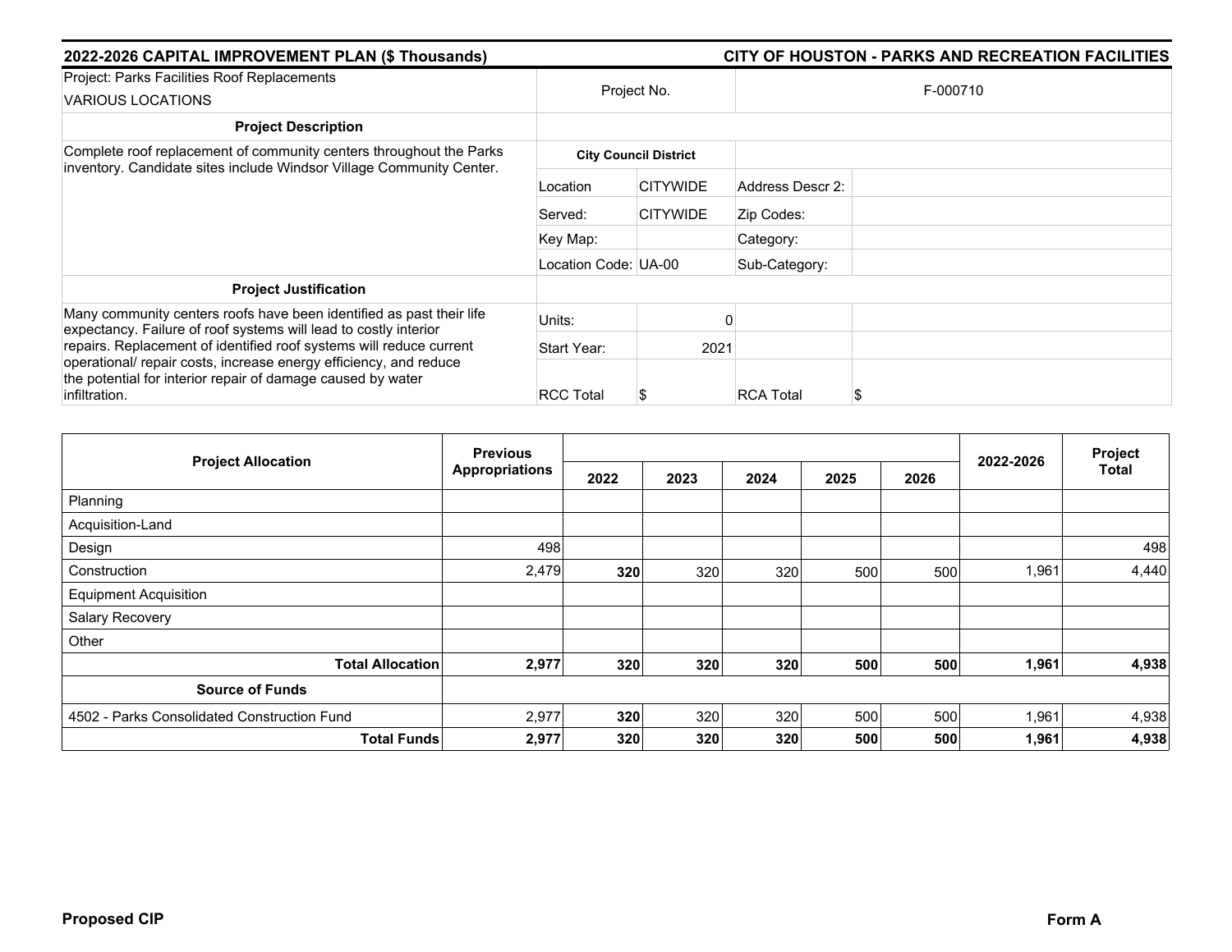## 2022-2026 CAPITAL IMPROVEMENT PLAN ($ Thousands) — CITY OF HOUSTON - PARKS AND RECREATION FACILITIES

| | | | | |
|---|---|---|---|---|
| Project: Parks Facilities Roof Replacements<br>VARIOUS LOCATIONS | Project No. | | F-000710 | |
| **Project Description** | | | | |
| Complete roof replacement of community centers throughout the Parks inventory. Candidate sites include Windsor Village Community Center. | **City Council District** | | | |
| | Location | CITYWIDE | Address Descr 2: | |
| | Served: | CITYWIDE | Zip Codes: | |
| | Key Map: | | Category: | |
| | Location Code: | UA-00 | Sub-Category: | |
| **Project Justification** | | | | |
| Many community centers roofs have been identified as past their life expectancy. Failure of roof systems will lead to costly interior repairs. Replacement of identified roof systems will reduce current operational/ repair costs, increase energy efficiency, and reduce the potential for interior repair of damage caused by water infiltration. | Units: | 0 | | |
| | Start Year: | 2021 | | |
| | RCC Total | $ | RCA Total | $ |

| Project Allocation | Previous Appropriations | 2022 | 2023 | 2024 | 2025 | 2026 | 2022-2026 | Project Total |
|---|---|---|---|---|---|---|---|---|
| Planning | | | | | | | | |
| Acquisition-Land | | | | | | | | |
| Design | 498 | | | | | | | 498 |
| Construction | 2,479 | **320** | 320 | 320 | 500 | 500 | 1,961 | 4,440 |
| Equipment Acquisition | | | | | | | | |
| Salary Recovery | | | | | | | | |
| Other | | | | | | | | |
| **Total Allocation** | **2,977** | **320** | **320** | **320** | **500** | **500** | **1,961** | **4,938** |
| **Source of Funds** | | | | | | | | |
| 4502 - Parks Consolidated Construction Fund | 2,977 | **320** | 320 | 320 | 500 | 500 | 1,961 | 4,938 |
| **Total Funds** | **2,977** | **320** | **320** | **320** | **500** | **500** | **1,961** | **4,938** |

**Proposed CIP** — **Form A**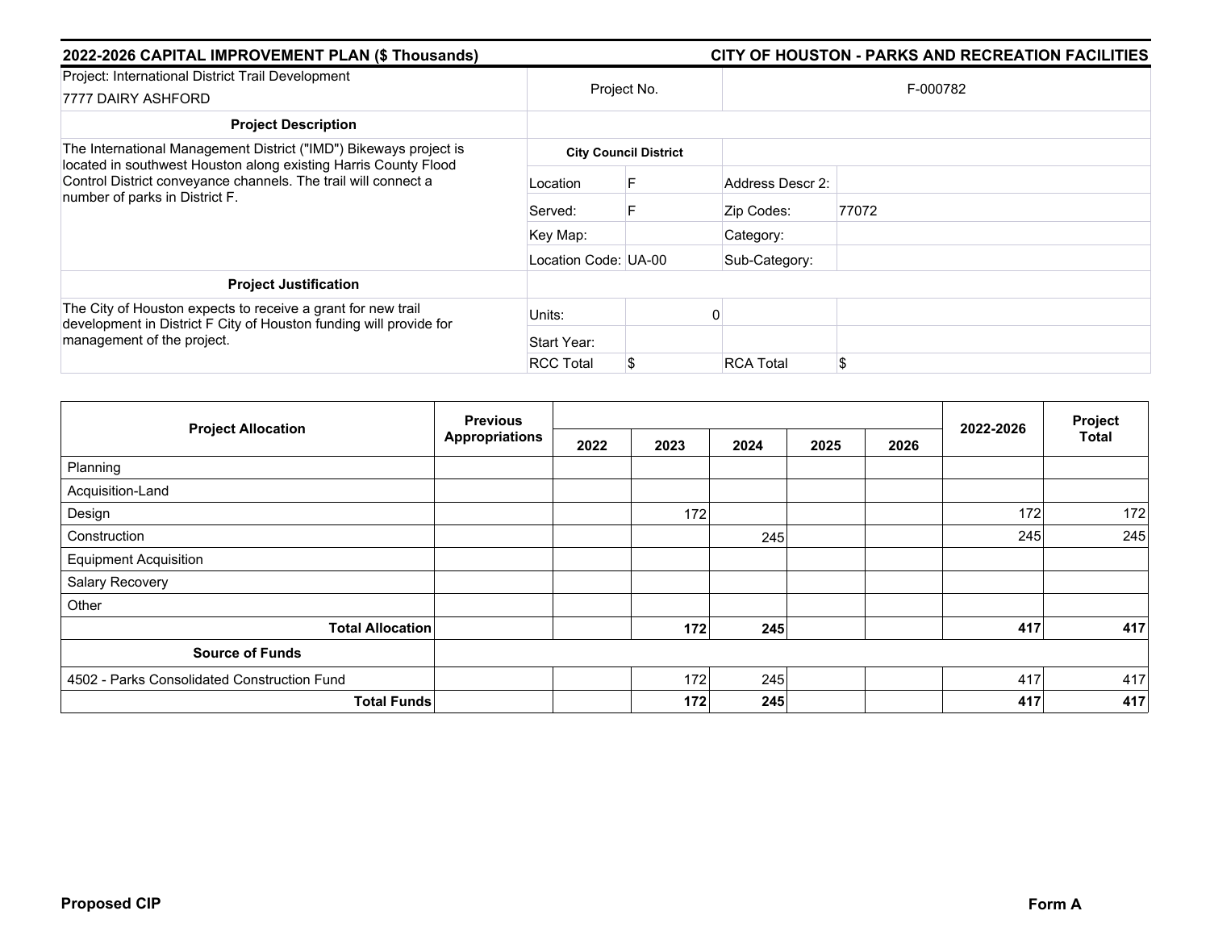## 2022-2026 CAPITAL IMPROVEMENT PLAN ($ Thousands) — CITY OF HOUSTON - PARKS AND RECREATION FACILITIES

| | | | |
|---|---|---|---|
| Project: International District Trail Development<br>7777 DAIRY ASHFORD | Project No. | F-000782 | |

**Project Description**

The International Management District ("IMD") Bikeways project is located in southwest Houston along existing Harris County Flood Control District conveyance channels. The trail will connect a number of parks in District F.

**City Council District**

| | | | |
|---|---|---|---|
| Location | F | Address Descr 2: | |
| Served: | F | Zip Codes: | 77072 |
| Key Map: | | Category: | |
| Location Code: | UA-00 | Sub-Category: | |

**Project Justification**

The City of Houston expects to receive a grant for new trail development in District F City of Houston funding will provide for management of the project.

| | | | |
|---|---|---|---|
| Units: | 0 | | |
| Start Year: | | | |
| RCC Total | $ | RCA Total | $ |

| Project Allocation | Previous Appropriations | 2022 | 2023 | 2024 | 2025 | 2026 | 2022-2026 | Project Total |
|---|---|---|---|---|---|---|---|---|
| Planning | | | | | | | | |
| Acquisition-Land | | | | | | | | |
| Design | | | 172 | | | | 172 | 172 |
| Construction | | | | 245 | | | 245 | 245 |
| Equipment Acquisition | | | | | | | | |
| Salary Recovery | | | | | | | | |
| Other | | | | | | | | |
| **Total Allocation** | | | **172** | **245** | | | **417** | **417** |
| **Source of Funds** | | | | | | | | |
| 4502 - Parks Consolidated Construction Fund | | | 172 | 245 | | | 417 | 417 |
| **Total Funds** | | | **172** | **245** | | | **417** | **417** |

**Proposed CIP** — **Form A**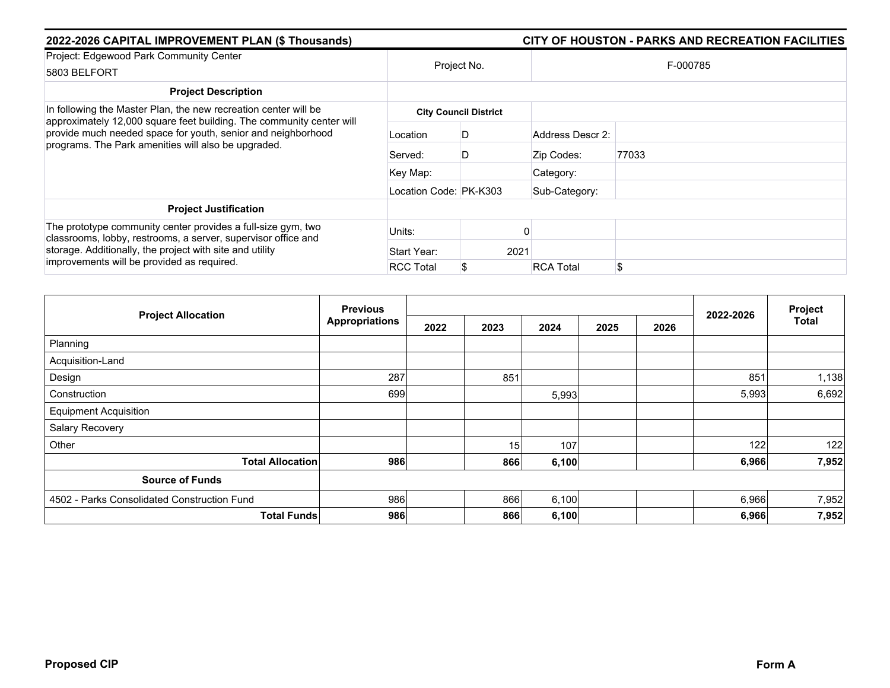**2022-2026 CAPITAL IMPROVEMENT PLAN ($ Thousands)** — **CITY OF HOUSTON - PARKS AND RECREATION FACILITIES**

| | | | | |
|---|---|---|---|---|
| Project: Edgewood Park Community Center<br>5803 BELFORT | Project No. | | F-000785 | |
| **Project Description** | | | | |
| In following the Master Plan, the new recreation center will be approximately 12,000 square feet building. The community center will provide much needed space for youth, senior and neighborhood programs. The Park amenities will also be upgraded. | **City Council District** | | | |
| | Location | D | Address Descr 2: | |
| | Served: | D | Zip Codes: | 77033 |
| | Key Map: | | Category: | |
| | Location Code: | PK-K303 | Sub-Category: | |
| **Project Justification** | | | | |
| The prototype community center provides a full-size gym, two classrooms, lobby, restrooms, a server, supervisor office and storage. Additionally, the project with site and utility improvements will be provided as required. | Units: | 0 | | |
| | Start Year: | 2021 | | |
| | RCC Total | $ | RCA Total | $ |

| Project Allocation | Previous Appropriations | 2022 | 2023 | 2024 | 2025 | 2026 | 2022-2026 | Project Total |
|---|---|---|---|---|---|---|---|---|
| Planning | | | | | | | | |
| Acquisition-Land | | | | | | | | |
| Design | 287 | | 851 | | | | 851 | 1,138 |
| Construction | 699 | | | 5,993 | | | 5,993 | 6,692 |
| Equipment Acquisition | | | | | | | | |
| Salary Recovery | | | | | | | | |
| Other | | | 15 | 107 | | | 122 | 122 |
| **Total Allocation** | **986** | | **866** | **6,100** | | | **6,966** | **7,952** |
| **Source of Funds** | | | | | | | | |
| 4502 - Parks Consolidated Construction Fund | 986 | | 866 | 6,100 | | | 6,966 | 7,952 |
| **Total Funds** | **986** | | **866** | **6,100** | | | **6,966** | **7,952** |

**Proposed CIP** — **Form A**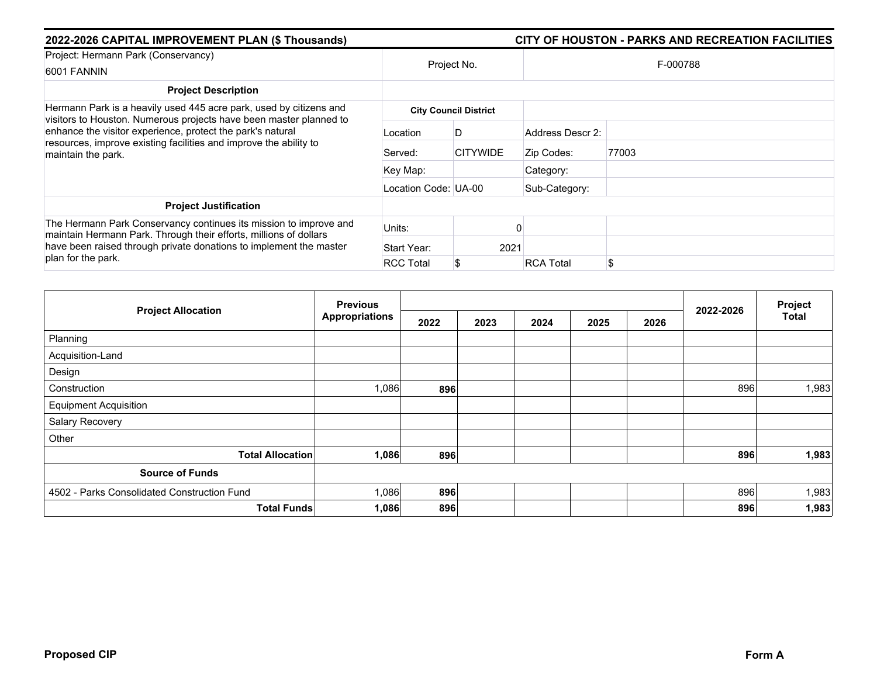**2022-2026 CAPITAL IMPROVEMENT PLAN ($ Thousands)** **CITY OF HOUSTON - PARKS AND RECREATION FACILITIES**

| | | | | |
|---|---|---|---|---|
| Project: Hermann Park (Conservancy)<br>6001 FANNIN | Project No. | | F-000788 | |
| **Project Description** | | | | |
| Hermann Park is a heavily used 445 acre park, used by citizens and visitors to Houston. Numerous projects have been master planned to enhance the visitor experience, protect the park's natural resources, improve existing facilities and improve the ability to maintain the park. | **City Council District** | | | |
| | Location | D | Address Descr 2: | |
| | Served: | CITYWIDE | Zip Codes: | 77003 |
| | Key Map: | | Category: | |
| | Location Code: | UA-00 | Sub-Category: | |
| **Project Justification** | | | | |
| The Hermann Park Conservancy continues its mission to improve and maintain Hermann Park. Through their efforts, millions of dollars have been raised through private donations to implement the master plan for the park. | Units: | 0 | | |
| | Start Year: | 2021 | | |
| | RCC Total | $ | RCA Total | $ |

| Project Allocation | Previous Appropriations | 2022 | 2023 | 2024 | 2025 | 2026 | 2022-2026 | Project Total |
|---|---|---|---|---|---|---|---|---|
| Planning | | | | | | | | |
| Acquisition-Land | | | | | | | | |
| Design | | | | | | | | |
| Construction | 1,086 | **896** | | | | | 896 | 1,983 |
| Equipment Acquisition | | | | | | | | |
| Salary Recovery | | | | | | | | |
| Other | | | | | | | | |
| **Total Allocation** | **1,086** | **896** | | | | | **896** | **1,983** |
| **Source of Funds** | | | | | | | | |
| 4502 - Parks Consolidated Construction Fund | 1,086 | **896** | | | | | 896 | 1,983 |
| **Total Funds** | **1,086** | **896** | | | | | **896** | **1,983** |

**Proposed CIP** **Form A**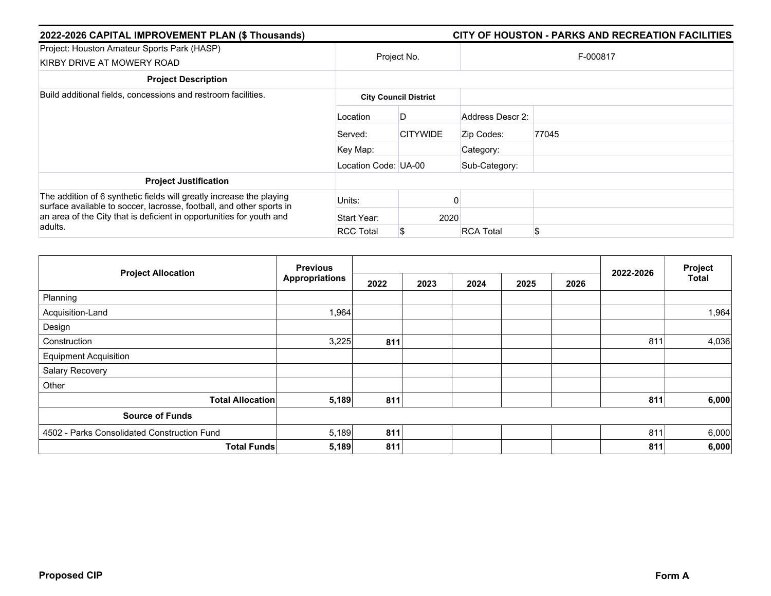## 2022-2026 CAPITAL IMPROVEMENT PLAN ($ Thousands) — CITY OF HOUSTON - PARKS AND RECREATION FACILITIES

| | | | |
|---|---|---|---|
| Project: Houston Amateur Sports Park (HASP)<br>KIRBY DRIVE AT MOWERY ROAD | Project No. | F-000817 | |

**Project Description**

Build additional fields, concessions and restroom facilities.

| City Council District | | | |
|---|---|---|---|
| Location | D | Address Descr 2: | |
| Served: | CITYWIDE | Zip Codes: | 77045 |
| Key Map: | | Category: | |
| Location Code: | UA-00 | Sub-Category: | |

**Project Justification**

The addition of 6 synthetic fields will greatly increase the playing surface available to soccer, lacrosse, football, and other sports in an area of the City that is deficient in opportunities for youth and adults.

| | | | |
|---|---|---|---|
| Units: | 0 | | |
| Start Year: | 2020 | | |
| RCC Total | $ | RCA Total | $ |

| Project Allocation | Previous Appropriations | 2022 | 2023 | 2024 | 2025 | 2026 | 2022-2026 | Project Total |
|---|---|---|---|---|---|---|---|---|
| Planning | | | | | | | | |
| Acquisition-Land | 1,964 | | | | | | | 1,964 |
| Design | | | | | | | | |
| Construction | 3,225 | **811** | | | | | 811 | 4,036 |
| Equipment Acquisition | | | | | | | | |
| Salary Recovery | | | | | | | | |
| Other | | | | | | | | |
| **Total Allocation** | **5,189** | **811** | | | | | **811** | **6,000** |
| **Source of Funds** | | | | | | | | |
| 4502 - Parks Consolidated Construction Fund | 5,189 | **811** | | | | | 811 | 6,000 |
| **Total Funds** | **5,189** | **811** | | | | | **811** | **6,000** |

**Proposed CIP** — **Form A**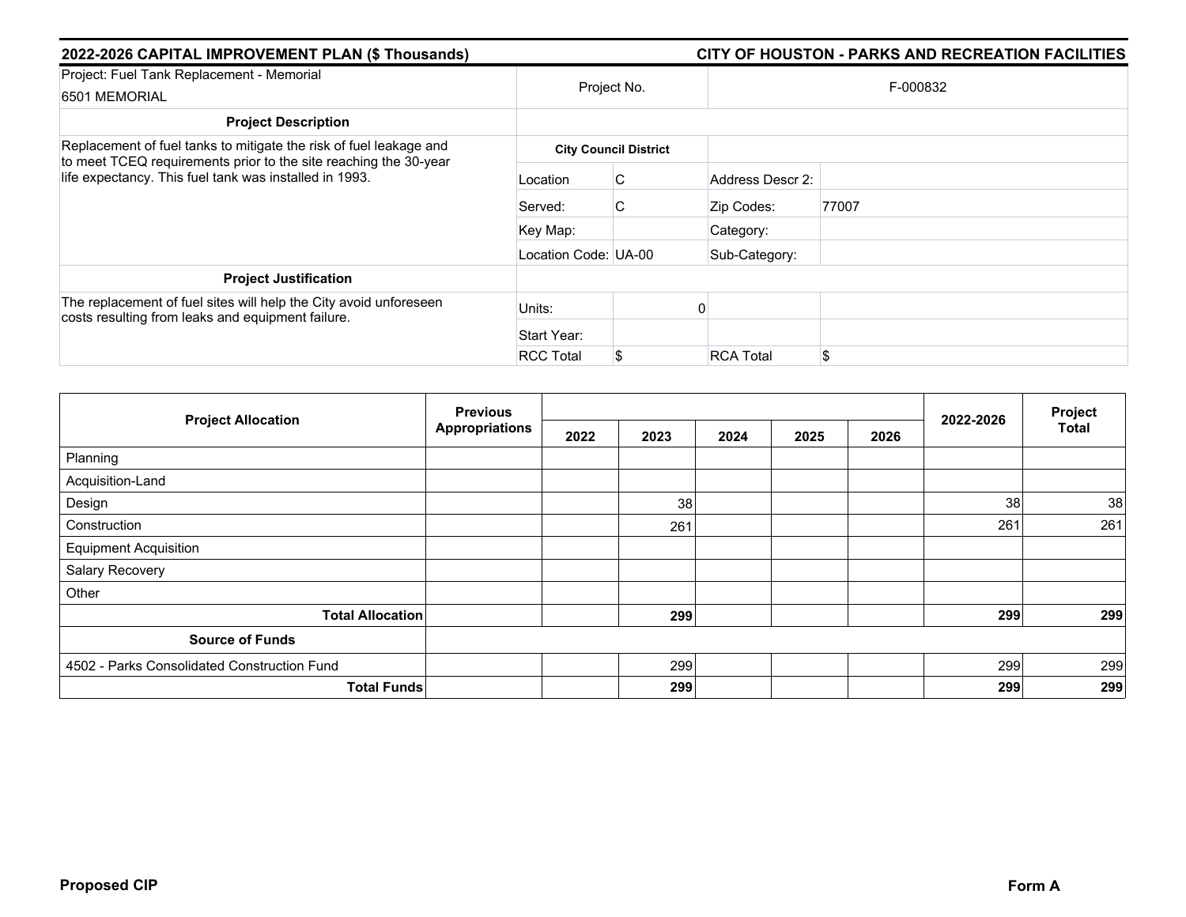## 2022-2026 CAPITAL IMPROVEMENT PLAN ($ Thousands) — CITY OF HOUSTON - PARKS AND RECREATION FACILITIES

| | | | | |
|---|---|---|---|---|
| Project: Fuel Tank Replacement - Memorial<br>6501 MEMORIAL | Project No. | | F-000832 | |
| **Project Description** | | | | |
| Replacement of fuel tanks to mitigate the risk of fuel leakage and to meet TCEQ requirements prior to the site reaching the 30-year life expectancy. This fuel tank was installed in 1993. | **City Council District** | | | |
| | Location | C | Address Descr 2: | |
| | Served: | C | Zip Codes: | 77007 |
| | Key Map: | | Category: | |
| | Location Code: | UA-00 | Sub-Category: | |
| **Project Justification** | | | | |
| The replacement of fuel sites will help the City avoid unforeseen costs resulting from leaks and equipment failure. | Units: | 0 | | |
| | Start Year: | | | |
| | RCC Total | $ | RCA Total | $ |

| Project Allocation | Previous Appropriations | 2022 | 2023 | 2024 | 2025 | 2026 | 2022-2026 | Project Total |
|---|---|---|---|---|---|---|---|---|
| Planning | | | | | | | | |
| Acquisition-Land | | | | | | | | |
| Design | | | 38 | | | | 38 | 38 |
| Construction | | | 261 | | | | 261 | 261 |
| Equipment Acquisition | | | | | | | | |
| Salary Recovery | | | | | | | | |
| Other | | | | | | | | |
| **Total Allocation** | | | **299** | | | | **299** | **299** |
| **Source of Funds** | | | | | | | | |
| 4502 - Parks Consolidated Construction Fund | | | 299 | | | | 299 | 299 |
| **Total Funds** | | | **299** | | | | **299** | **299** |

**Proposed CIP** — **Form A**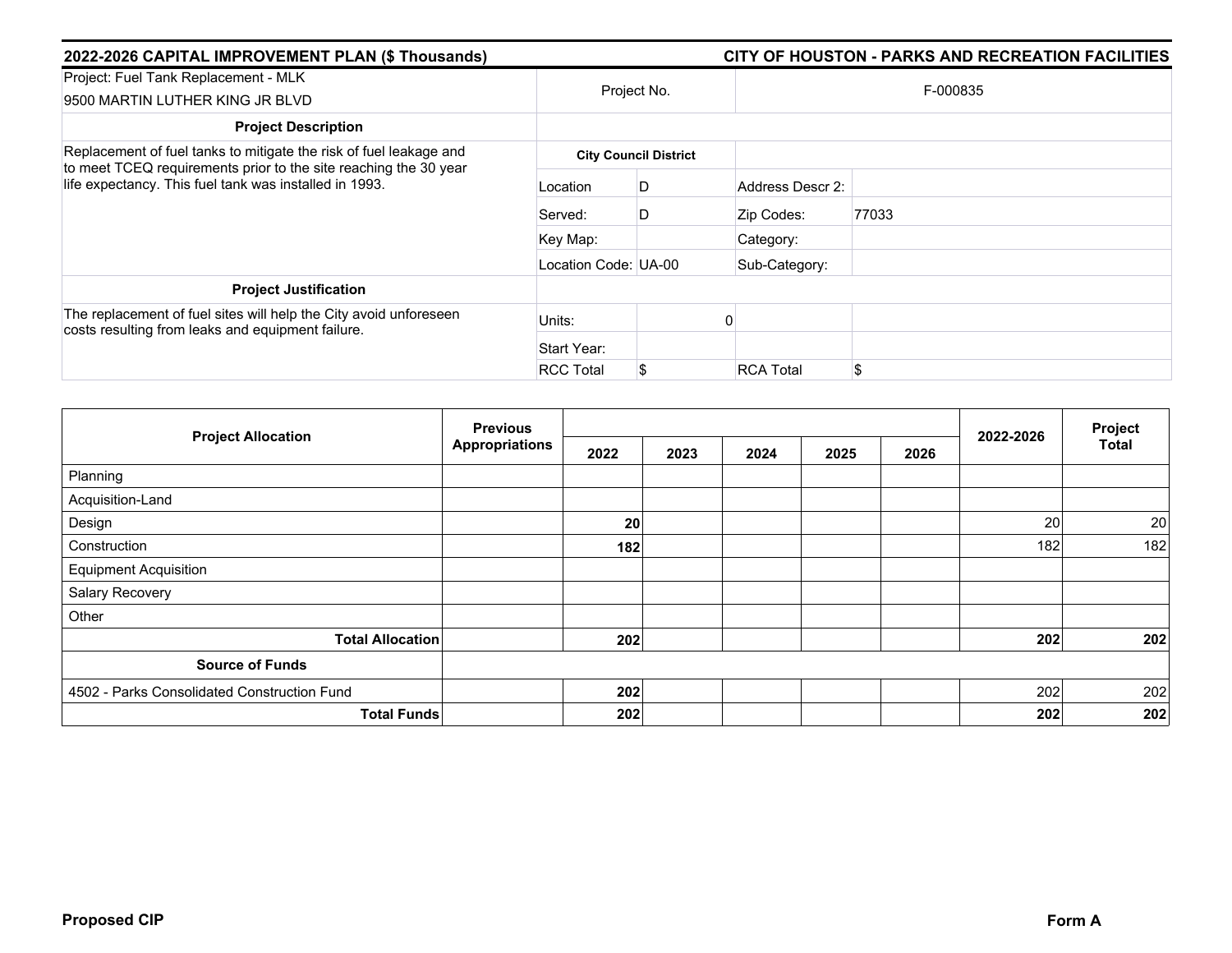## 2022-2026 CAPITAL IMPROVEMENT PLAN ($ Thousands) — CITY OF HOUSTON - PARKS AND RECREATION FACILITIES

| | | | | |
|---|---|---|---|---|
| Project: Fuel Tank Replacement - MLK<br>9500 MARTIN LUTHER KING JR BLVD | Project No. | | F-000835 | |
| **Project Description** | | | | |
| Replacement of fuel tanks to mitigate the risk of fuel leakage and to meet TCEQ requirements prior to the site reaching the 30 year life expectancy. This fuel tank was installed in 1993. | **City Council District** | | | |
| | Location | D | Address Descr 2: | |
| | Served: | D | Zip Codes: | 77033 |
| | Key Map: | | Category: | |
| | Location Code: | UA-00 | Sub-Category: | |
| **Project Justification** | | | | |
| The replacement of fuel sites will help the City avoid unforeseen costs resulting from leaks and equipment failure. | Units: | 0 | | |
| | Start Year: | | | |
| | RCC Total | $ | RCA Total | $ |

| Project Allocation | Previous Appropriations | 2022 | 2023 | 2024 | 2025 | 2026 | 2022-2026 | Project Total |
|---|---|---|---|---|---|---|---|---|
| Planning | | | | | | | | |
| Acquisition-Land | | | | | | | | |
| Design | | **20** | | | | | 20 | 20 |
| Construction | | **182** | | | | | 182 | 182 |
| Equipment Acquisition | | | | | | | | |
| Salary Recovery | | | | | | | | |
| Other | | | | | | | | |
| **Total Allocation** | | **202** | | | | | **202** | **202** |
| **Source of Funds** | | | | | | | | |
| 4502 - Parks Consolidated Construction Fund | | **202** | | | | | 202 | 202 |
| **Total Funds** | | **202** | | | | | **202** | **202** |

**Proposed CIP** — **Form A**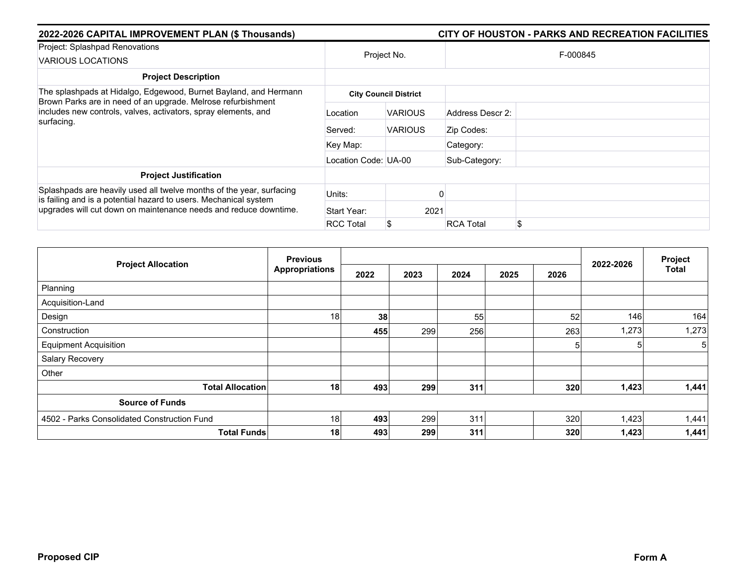## 2022-2026 CAPITAL IMPROVEMENT PLAN ($ Thousands) — CITY OF HOUSTON - PARKS AND RECREATION FACILITIES

| | | | |
|---|---|---|---|
| Project: Splashpad Renovations<br>VARIOUS LOCATIONS | Project No. | F-000845 | |

**Project Description**

The splashpads at Hidalgo, Edgewood, Burnet Bayland, and Hermann Brown Parks are in need of an upgrade. Melrose refurbishment includes new controls, valves, activators, spray elements, and surfacing.

**Project Justification**

Splashpads are heavily used all twelve months of the year, surfacing is failing and is a potential hazard to users. Mechanical system upgrades will cut down on maintenance needs and reduce downtime.

| City Council District | | | |
|---|---|---|---|
| Location | VARIOUS | Address Descr 2: | |
| Served: | VARIOUS | Zip Codes: | |
| Key Map: | | Category: | |
| Location Code: | UA-00 | Sub-Category: | |
| Units: | 0 | | |
| Start Year: | 2021 | | |
| RCC Total | $ | RCA Total | $ |

| Project Allocation | Previous Appropriations | 2022 | 2023 | 2024 | 2025 | 2026 | 2022-2026 | Project Total |
|---|---|---|---|---|---|---|---|---|
| Planning | | | | | | | | |
| Acquisition-Land | | | | | | | | |
| Design | 18 | **38** | | 55 | | 52 | 146 | 164 |
| Construction | | **455** | 299 | 256 | | 263 | 1,273 | 1,273 |
| Equipment Acquisition | | | | | | 5 | 5 | 5 |
| Salary Recovery | | | | | | | | |
| Other | | | | | | | | |
| **Total Allocation** | **18** | **493** | **299** | **311** | | **320** | **1,423** | **1,441** |
| **Source of Funds** | | | | | | | | |
| 4502 - Parks Consolidated Construction Fund | 18 | **493** | 299 | 311 | | 320 | 1,423 | 1,441 |
| **Total Funds** | **18** | **493** | **299** | **311** | | **320** | **1,423** | **1,441** |

**Proposed CIP** — **Form A**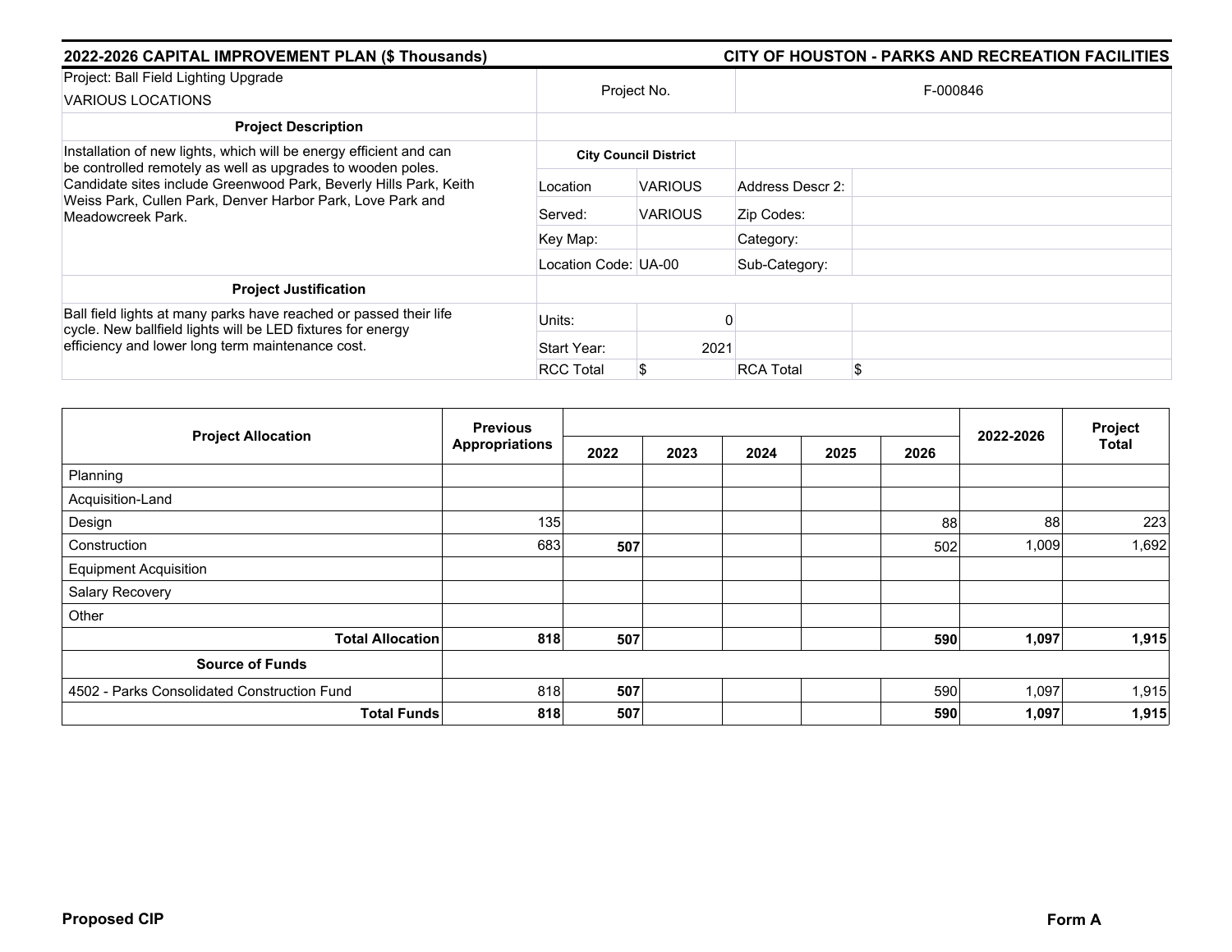**2022-2026 CAPITAL IMPROVEMENT PLAN ($ Thousands)** — **CITY OF HOUSTON - PARKS AND RECREATION FACILITIES**

| | | | |
|---|---|---|---|
| Project: Ball Field Lighting Upgrade<br>VARIOUS LOCATIONS | Project No. | | F-000846 |

**Project Description**

Installation of new lights, which will be energy efficient and can be controlled remotely as well as upgrades to wooden poles. Candidate sites include Greenwood Park, Beverly Hills Park, Keith Weiss Park, Cullen Park, Denver Harbor Park, Love Park and Meadowcreek Park.

**Project Justification**

Ball field lights at many parks have reached or passed their life cycle. New ballfield lights will be LED fixtures for energy efficiency and lower long term maintenance cost.

| **City Council District** | | | |
|---|---|---|---|
| Location | VARIOUS | Address Descr 2: | |
| Served: | VARIOUS | Zip Codes: | |
| Key Map: | | Category: | |
| Location Code: | UA-00 | Sub-Category: | |
| Units: | 0 | | |
| Start Year: | 2021 | | |
| RCC Total | $ | RCA Total | $ |

| Project Allocation | Previous Appropriations | 2022 | 2023 | 2024 | 2025 | 2026 | 2022-2026 | Project Total |
|---|---|---|---|---|---|---|---|---|
| Planning | | | | | | | | |
| Acquisition-Land | | | | | | | | |
| Design | 135 | | | | | 88 | 88 | 223 |
| Construction | 683 | **507** | | | | 502 | 1,009 | 1,692 |
| Equipment Acquisition | | | | | | | | |
| Salary Recovery | | | | | | | | |
| Other | | | | | | | | |
| **Total Allocation** | **818** | **507** | | | | **590** | **1,097** | **1,915** |
| **Source of Funds** | | | | | | | | |
| 4502 - Parks Consolidated Construction Fund | 818 | **507** | | | | 590 | 1,097 | 1,915 |
| **Total Funds** | **818** | **507** | | | | **590** | **1,097** | **1,915** |

**Proposed CIP** **Form A**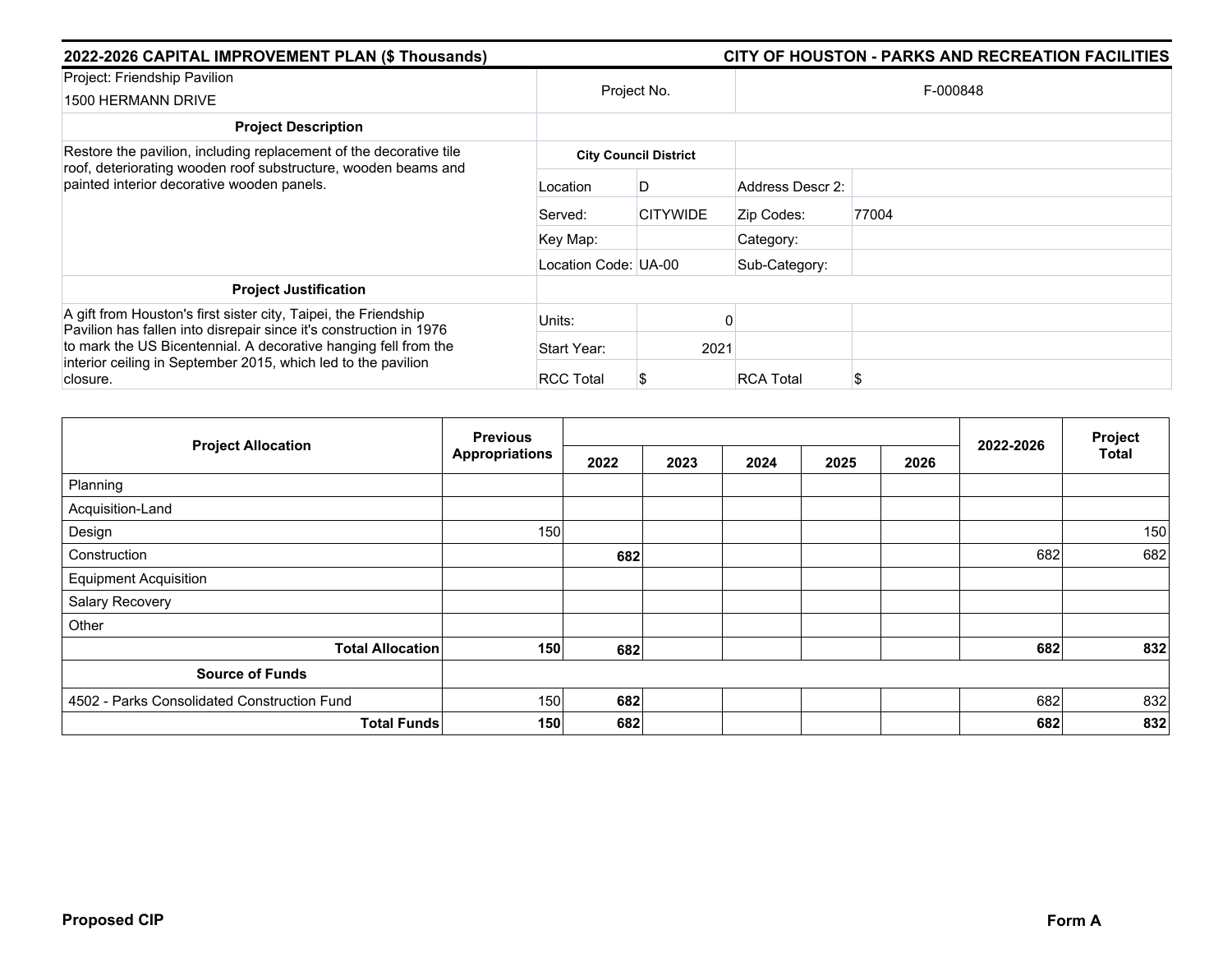## 2022-2026 CAPITAL IMPROVEMENT PLAN ($ Thousands) — CITY OF HOUSTON - PARKS AND RECREATION FACILITIES

| | | | | |
|---|---|---|---|---|
| Project: Friendship Pavilion<br>1500 HERMANN DRIVE | Project No. | | F-000848 | |
| **Project Description** | | | | |
| Restore the pavilion, including replacement of the decorative tile roof, deteriorating wooden roof substructure, wooden beams and painted interior decorative wooden panels. | **City Council District** | | | |
| | Location | D | Address Descr 2: | |
| | Served: | CITYWIDE | Zip Codes: | 77004 |
| | Key Map: | | Category: | |
| | Location Code: | UA-00 | Sub-Category: | |
| **Project Justification** | | | | |
| A gift from Houston's first sister city, Taipei, the Friendship Pavilion has fallen into disrepair since it's construction in 1976 to mark the US Bicentennial. A decorative hanging fell from the interior ceiling in September 2015, which led to the pavilion closure. | Units: | 0 | | |
| | Start Year: | 2021 | | |
| | RCC Total | $ | RCA Total | $ |

| Project Allocation | Previous Appropriations | 2022 | 2023 | 2024 | 2025 | 2026 | 2022-2026 | Project Total |
|---|---|---|---|---|---|---|---|---|
| Planning | | | | | | | | |
| Acquisition-Land | | | | | | | | |
| Design | 150 | | | | | | | 150 |
| Construction | | **682** | | | | | 682 | 682 |
| Equipment Acquisition | | | | | | | | |
| Salary Recovery | | | | | | | | |
| Other | | | | | | | | |
| **Total Allocation** | **150** | **682** | | | | | **682** | **832** |
| **Source of Funds** | | | | | | | | |
| 4502 - Parks Consolidated Construction Fund | 150 | **682** | | | | | 682 | 832 |
| **Total Funds** | **150** | **682** | | | | | **682** | **832** |

**Proposed CIP** **Form A**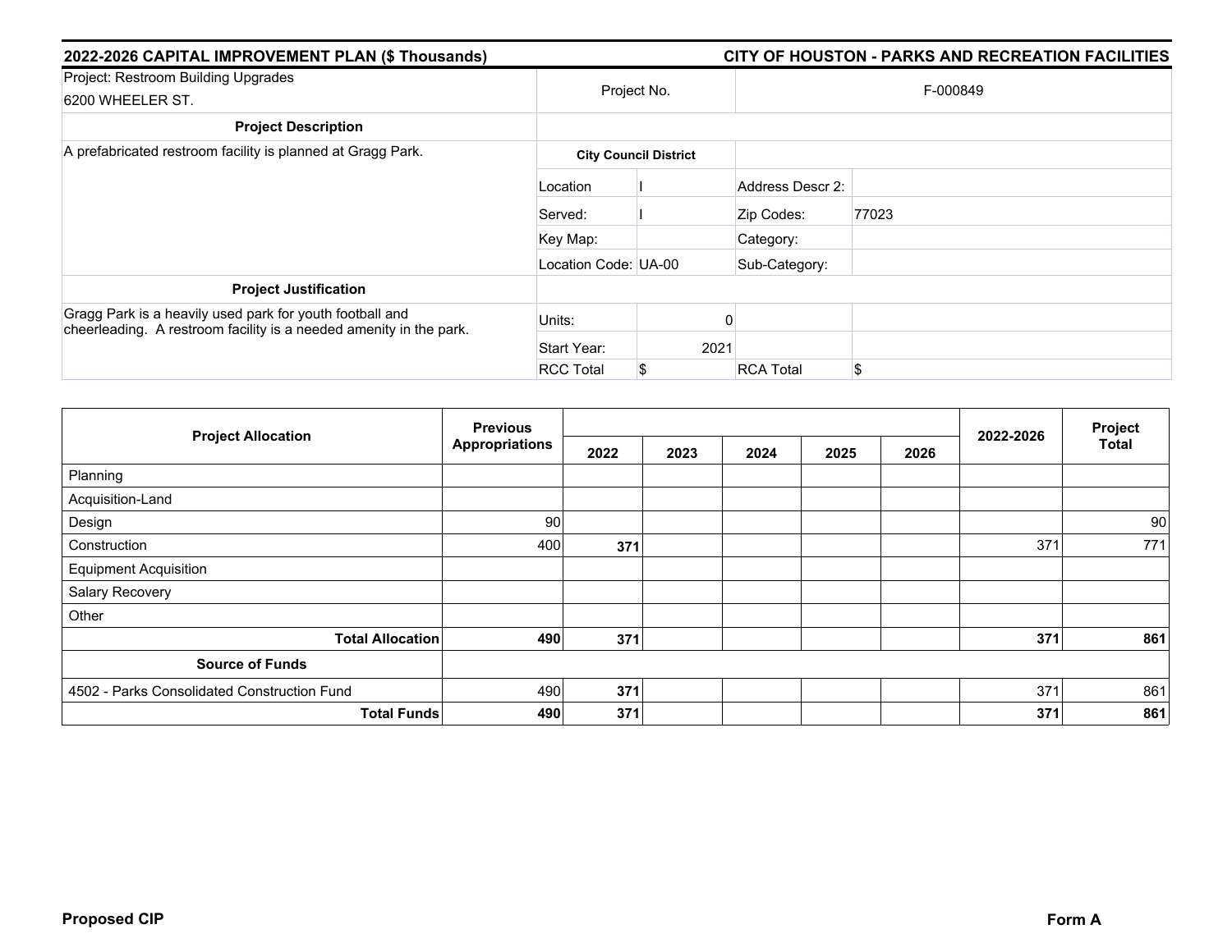**2022-2026 CAPITAL IMPROVEMENT PLAN ($ Thousands)** **CITY OF HOUSTON - PARKS AND RECREATION FACILITIES**

| | | | | |
|---|---|---|---|---|
| Project: Restroom Building Upgrades<br>6200 WHEELER ST. | Project No. | | F-000849 | |
| **Project Description** | | | | |
| A prefabricated restroom facility is planned at Gragg Park. | **City Council District** | | | |
| | Location | I | Address Descr 2: | |
| | Served: | I | Zip Codes: | 77023 |
| | Key Map: | | Category: | |
| | Location Code: | UA-00 | Sub-Category: | |
| **Project Justification** | | | | |
| Gragg Park is a heavily used park for youth football and cheerleading. A restroom facility is a needed amenity in the park. | Units: | 0 | | |
| | Start Year: | 2021 | | |
| | RCC Total | $ | RCA Total | $ |

| Project Allocation | Previous Appropriations | 2022 | 2023 | 2024 | 2025 | 2026 | 2022-2026 | Project Total |
|---|---|---|---|---|---|---|---|---|
| Planning | | | | | | | | |
| Acquisition-Land | | | | | | | | |
| Design | 90 | | | | | | | 90 |
| Construction | 400 | **371** | | | | | 371 | 771 |
| Equipment Acquisition | | | | | | | | |
| Salary Recovery | | | | | | | | |
| Other | | | | | | | | |
| **Total Allocation** | **490** | **371** | | | | | **371** | **861** |
| **Source of Funds** | | | | | | | | |
| 4502 - Parks Consolidated Construction Fund | 490 | **371** | | | | | 371 | 861 |
| **Total Funds** | **490** | **371** | | | | | **371** | **861** |

**Proposed CIP** **Form A**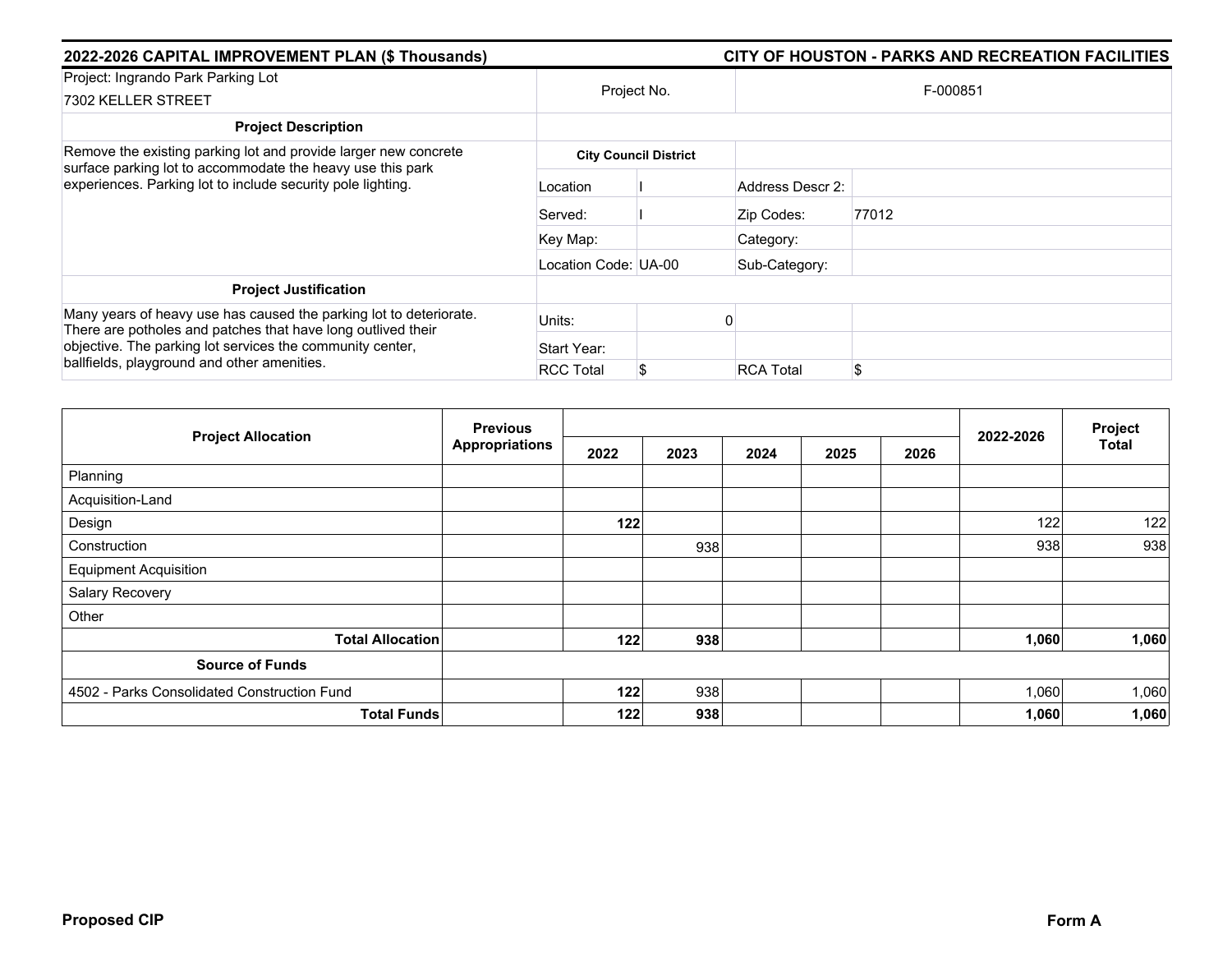## 2022-2026 CAPITAL IMPROVEMENT PLAN ($ Thousands) — CITY OF HOUSTON - PARKS AND RECREATION FACILITIES

| | | | | |
|---|---|---|---|---|
| Project: Ingrando Park Parking Lot<br>7302 KELLER STREET | Project No. | | F-000851 | |
| **Project Description** | | | | |
| Remove the existing parking lot and provide larger new concrete surface parking lot to accommodate the heavy use this park experiences. Parking lot to include security pole lighting. | **City Council District** | | | |
| | Location | I | Address Descr 2: | |
| | Served: | I | Zip Codes: | 77012 |
| | Key Map: | | Category: | |
| | Location Code: | UA-00 | Sub-Category: | |
| **Project Justification** | | | | |
| Many years of heavy use has caused the parking lot to deteriorate. There are potholes and patches that have long outlived their objective. The parking lot services the community center, ballfields, playground and other amenities. | Units: | 0 | | |
| | Start Year: | | | |
| | RCC Total | $ | RCA Total | $ |

| Project Allocation | Previous Appropriations | 2022 | 2023 | 2024 | 2025 | 2026 | 2022-2026 | Project Total |
|---|---|---|---|---|---|---|---|---|
| Planning | | | | | | | | |
| Acquisition-Land | | | | | | | | |
| Design | | **122** | | | | | 122 | 122 |
| Construction | | | 938 | | | | 938 | 938 |
| Equipment Acquisition | | | | | | | | |
| Salary Recovery | | | | | | | | |
| Other | | | | | | | | |
| **Total Allocation** | | **122** | **938** | | | | **1,060** | **1,060** |
| **Source of Funds** | | | | | | | | |
| 4502 - Parks Consolidated Construction Fund | | **122** | 938 | | | | 1,060 | 1,060 |
| **Total Funds** | | **122** | **938** | | | | **1,060** | **1,060** |

**Proposed CIP** **Form A**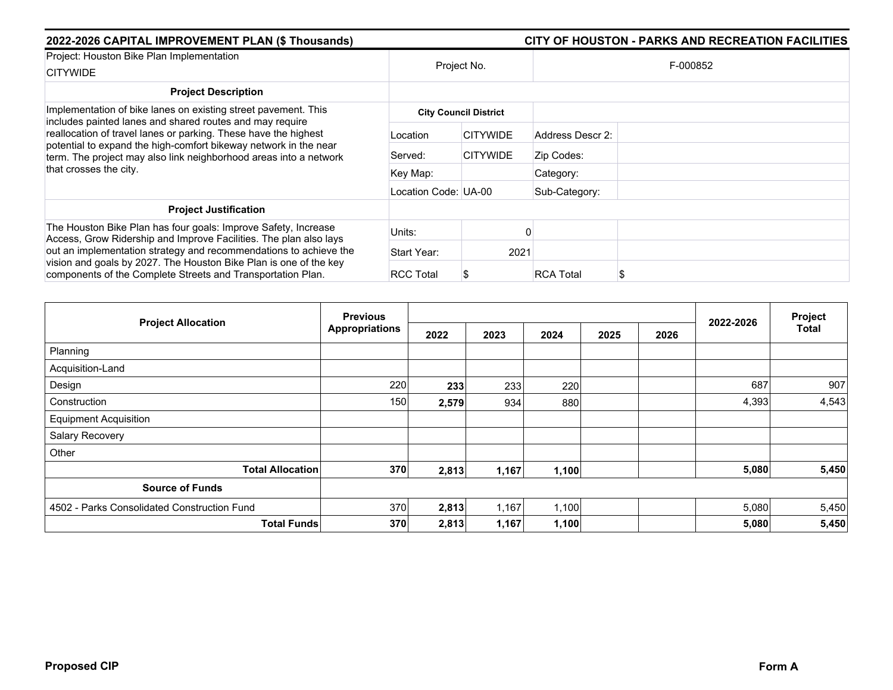**2022-2026 CAPITAL IMPROVEMENT PLAN ($ Thousands)** **CITY OF HOUSTON - PARKS AND RECREATION FACILITIES**

| | | | |
|---|---|---|---|
| Project: Houston Bike Plan Implementation<br>CITYWIDE | Project No. | F-000852 | |
| **Project Description** | | | |
| Implementation of bike lanes on existing street pavement. This includes painted lanes and shared routes and may require reallocation of travel lanes or parking. These have the highest potential to expand the high-comfort bikeway network in the near term. The project may also link neighborhood areas into a network that crosses the city. | **City Council District** | | |
| | Location: CITYWIDE | Address Descr 2: | |
| | Served: CITYWIDE | Zip Codes: | |
| | Key Map: | Category: | |
| | Location Code: UA-00 | Sub-Category: | |
| **Project Justification** | | | |
| The Houston Bike Plan has four goals: Improve Safety, Increase Access, Grow Ridership and Improve Facilities. The plan also lays out an implementation strategy and recommendations to achieve the vision and goals by 2027. The Houston Bike Plan is one of the key components of the Complete Streets and Transportation Plan. | Units: 0 | | |
| | Start Year: 2021 | | |
| | RCC Total $ | RCA Total | $ |

| Project Allocation | Previous Appropriations | 2022 | 2023 | 2024 | 2025 | 2026 | 2022-2026 | Project Total |
|---|---|---|---|---|---|---|---|---|
| Planning | | | | | | | | |
| Acquisition-Land | | | | | | | | |
| Design | 220 | **233** | 233 | 220 | | | 687 | 907 |
| Construction | 150 | **2,579** | 934 | 880 | | | 4,393 | 4,543 |
| Equipment Acquisition | | | | | | | | |
| Salary Recovery | | | | | | | | |
| Other | | | | | | | | |
| **Total Allocation** | **370** | **2,813** | **1,167** | **1,100** | | | **5,080** | **5,450** |
| **Source of Funds** | | | | | | | | |
| 4502 - Parks Consolidated Construction Fund | 370 | **2,813** | 1,167 | 1,100 | | | 5,080 | 5,450 |
| **Total Funds** | **370** | **2,813** | **1,167** | **1,100** | | | **5,080** | **5,450** |

**Proposed CIP** **Form A**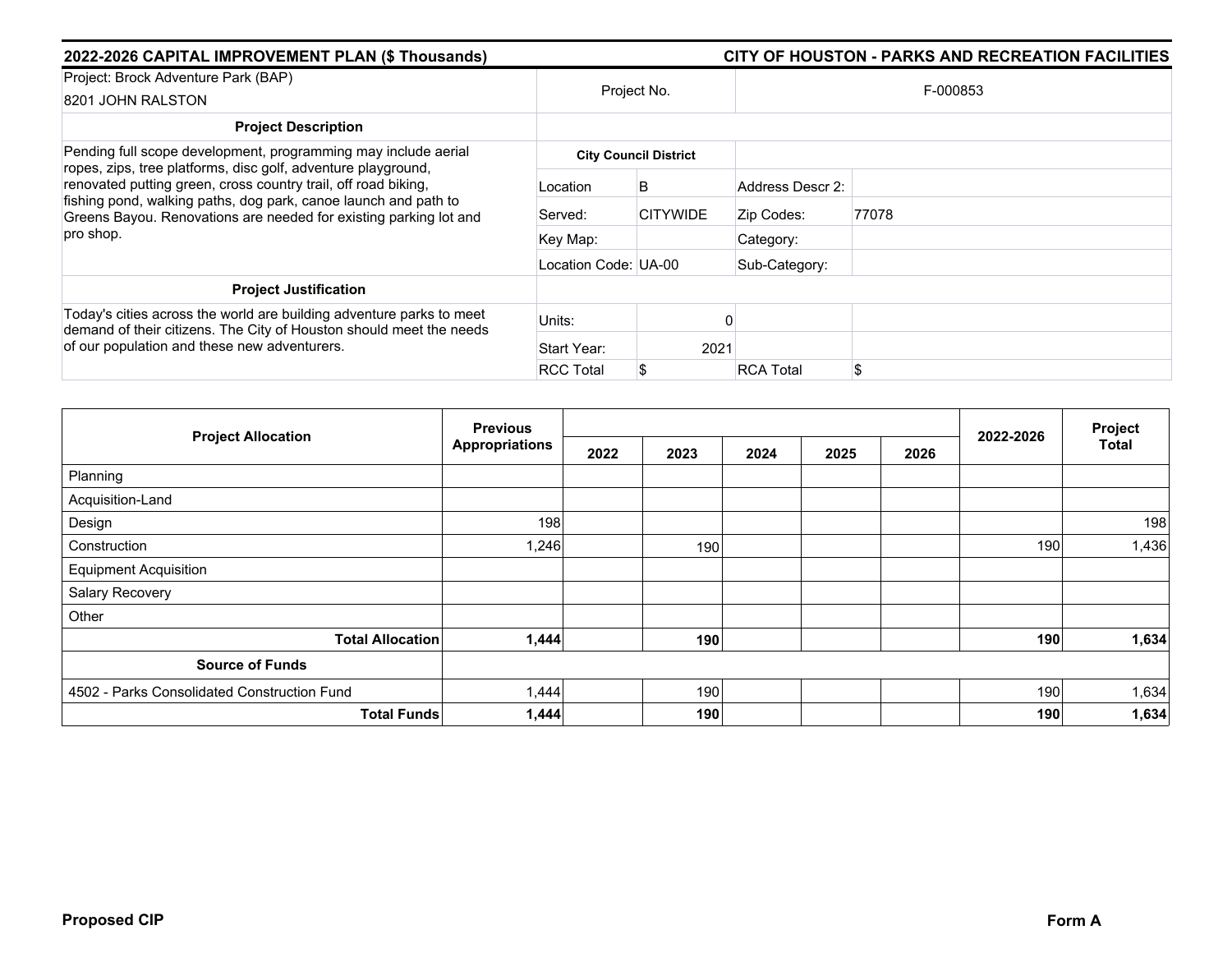**2022-2026 CAPITAL IMPROVEMENT PLAN ($ Thousands)** **CITY OF HOUSTON - PARKS AND RECREATION FACILITIES**

| | | | |
|---|---|---|---|
| Project: Brock Adventure Park (BAP)<br>8201 JOHN RALSTON | Project No. | F-000853 | |

**Project Description**

Pending full scope development, programming may include aerial ropes, zips, tree platforms, disc golf, adventure playground, renovated putting green, cross country trail, off road biking, fishing pond, walking paths, dog park, canoe launch and path to Greens Bayou. Renovations are needed for existing parking lot and pro shop.

**Project Justification**

Today's cities across the world are building adventure parks to meet demand of their citizens. The City of Houston should meet the needs of our population and these new adventurers.

| **City Council District** | | | |
|---|---|---|---|
| Location | B | Address Descr 2: | |
| Served: | CITYWIDE | Zip Codes: | 77078 |
| Key Map: | | Category: | |
| Location Code: | UA-00 | Sub-Category: | |
| Units: | 0 | | |
| Start Year: | 2021 | | |
| RCC Total | $ | RCA Total | $ |

| Project Allocation | Previous Appropriations | 2022 | 2023 | 2024 | 2025 | 2026 | 2022-2026 | Project Total |
|---|---|---|---|---|---|---|---|---|
| Planning | | | | | | | | |
| Acquisition-Land | | | | | | | | |
| Design | 198 | | | | | | | 198 |
| Construction | 1,246 | | 190 | | | | 190 | 1,436 |
| Equipment Acquisition | | | | | | | | |
| Salary Recovery | | | | | | | | |
| Other | | | | | | | | |
| **Total Allocation** | **1,444** | | **190** | | | | **190** | **1,634** |
| **Source of Funds** | | | | | | | | |
| 4502 - Parks Consolidated Construction Fund | 1,444 | | 190 | | | | 190 | 1,634 |
| **Total Funds** | **1,444** | | **190** | | | | **190** | **1,634** |

**Proposed CIP** **Form A**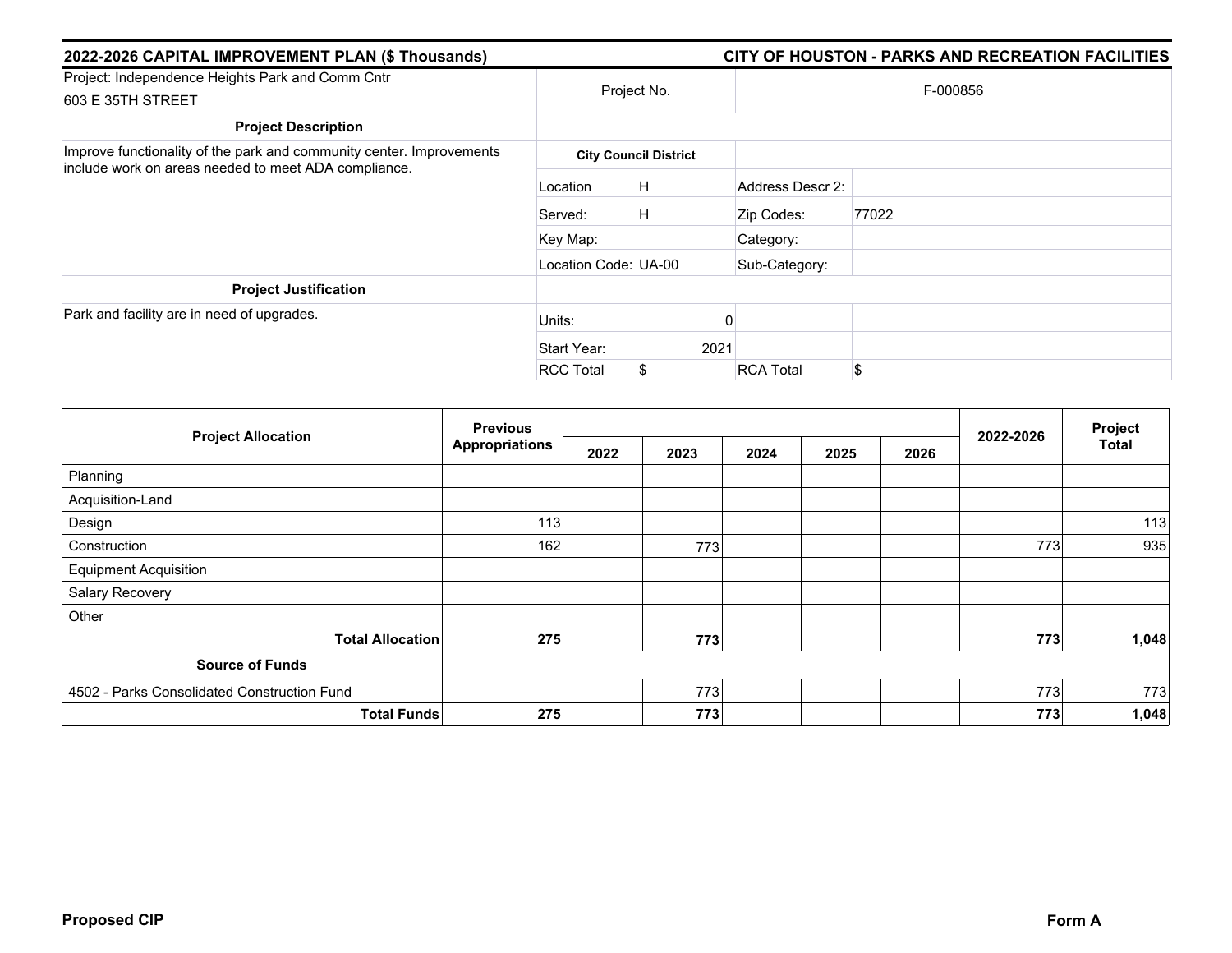**2022-2026 CAPITAL IMPROVEMENT PLAN ($ Thousands)** **CITY OF HOUSTON - PARKS AND RECREATION FACILITIES**

| | | | |
|---|---|---|---|
| Project: Independence Heights Park and Comm Cntr<br>603 E 35TH STREET | Project No. | F-000856 | |
| **Project Description** | | | |
| Improve functionality of the park and community center. Improvements include work on areas needed to meet ADA compliance. | **City Council District** | | |
| | Location: H | Address Descr 2: | |
| | Served: H | Zip Codes: | 77022 |
| | Key Map: | Category: | |
| | Location Code: UA-00 | Sub-Category: | |
| **Project Justification** | | | |
| Park and facility are in need of upgrades. | Units: 0 | | |
| | Start Year: 2021 | | |
| | RCC Total $ | RCA Total | $ |

| Project Allocation | Previous Appropriations | 2022 | 2023 | 2024 | 2025 | 2026 | 2022-2026 | Project Total |
|---|---|---|---|---|---|---|---|---|
| Planning | | | | | | | | |
| Acquisition-Land | | | | | | | | |
| Design | 113 | | | | | | | 113 |
| Construction | 162 | | 773 | | | | 773 | 935 |
| Equipment Acquisition | | | | | | | | |
| Salary Recovery | | | | | | | | |
| Other | | | | | | | | |
| **Total Allocation** | **275** | | **773** | | | | **773** | **1,048** |
| **Source of Funds** | | | | | | | | |
| 4502 - Parks Consolidated Construction Fund | | | 773 | | | | 773 | 773 |
| **Total Funds** | **275** | | **773** | | | | **773** | **1,048** |

**Proposed CIP** **Form A**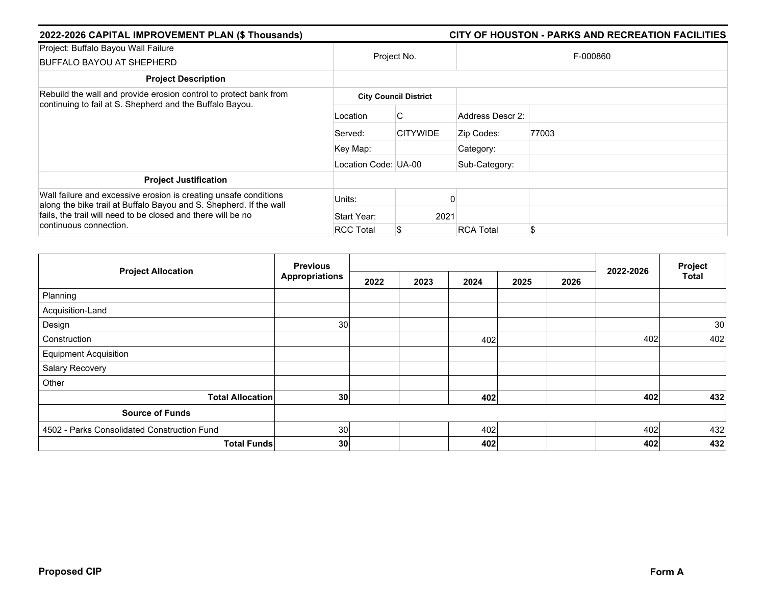**2022-2026 CAPITAL IMPROVEMENT PLAN ($ Thousands)** **CITY OF HOUSTON - PARKS AND RECREATION FACILITIES**

| | | | | |
|---|---|---|---|---|
| Project: Buffalo Bayou Wall Failure<br>BUFFALO BAYOU AT SHEPHERD | Project No. | | F-000860 | |
| **Project Description** | | | | |
| Rebuild the wall and provide erosion control to protect bank from continuing to fail at S. Shepherd and the Buffalo Bayou. | **City Council District** | | | |
| | Location | C | Address Descr 2: | |
| | Served: | CITYWIDE | Zip Codes: | 77003 |
| | Key Map: | | Category: | |
| | Location Code: | UA-00 | Sub-Category: | |
| **Project Justification** | | | | |
| Wall failure and excessive erosion is creating unsafe conditions along the bike trail at Buffalo Bayou and S. Shepherd. If the wall fails, the trail will need to be closed and there will be no continuous connection. | Units: | 0 | | |
| | Start Year: | 2021 | | |
| | RCC Total | $ | RCA Total | $ |

| Project Allocation | Previous Appropriations | 2022 | 2023 | 2024 | 2025 | 2026 | 2022-2026 | Project Total |
|---|---|---|---|---|---|---|---|---|
| Planning | | | | | | | | |
| Acquisition-Land | | | | | | | | |
| Design | 30 | | | | | | | 30 |
| Construction | | | | 402 | | | 402 | 402 |
| Equipment Acquisition | | | | | | | | |
| Salary Recovery | | | | | | | | |
| Other | | | | | | | | |
| **Total Allocation** | **30** | | | **402** | | | **402** | **432** |
| **Source of Funds** | | | | | | | | |
| 4502 - Parks Consolidated Construction Fund | 30 | | | 402 | | | 402 | 432 |
| **Total Funds** | **30** | | | **402** | | | **402** | **432** |

**Proposed CIP** **Form A**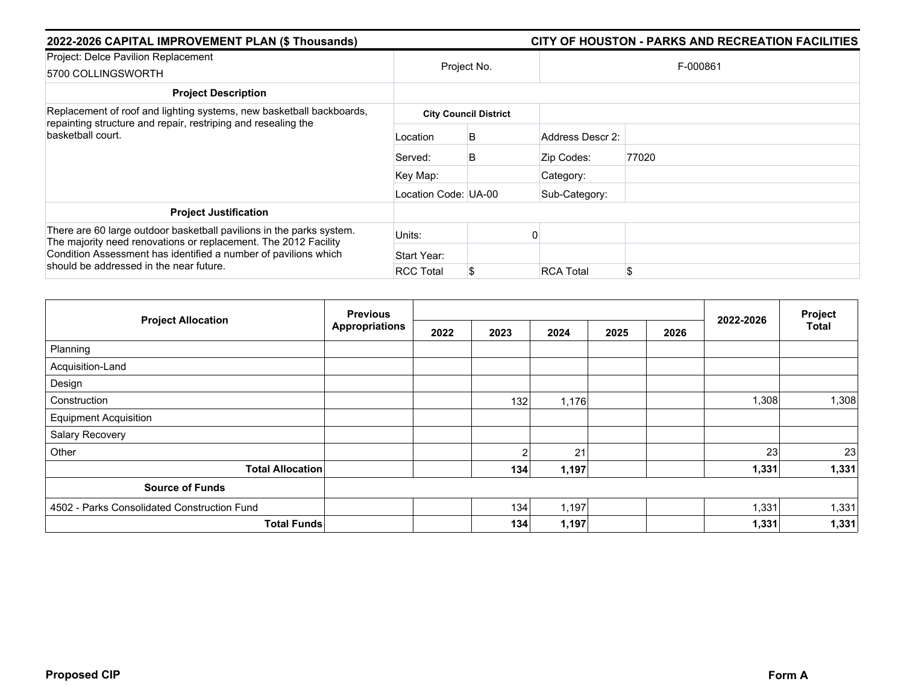**2022-2026 CAPITAL IMPROVEMENT PLAN ($ Thousands)** | **CITY OF HOUSTON - PARKS AND RECREATION FACILITIES**

| | | | | |
|---|---|---|---|---|
| Project: Delce Pavilion Replacement<br>5700 COLLINGSWORTH | Project No. | | F-000861 | |
| **Project Description** | | | | |
| Replacement of roof and lighting systems, new basketball backboards, repainting structure and repair, restriping and resealing the basketball court. | **City Council District** | | | |
| | Location | B | Address Descr 2: | |
| | Served: | B | Zip Codes: | 77020 |
| | Key Map: | | Category: | |
| | Location Code: | UA-00 | Sub-Category: | |
| **Project Justification** | | | | |
| There are 60 large outdoor basketball pavilions in the parks system. The majority need renovations or replacement. The 2012 Facility Condition Assessment has identified a number of pavilions which should be addressed in the near future. | Units: | 0 | | |
| | Start Year: | | | |
| | RCC Total | $ | RCA Total | $ |

| Project Allocation | Previous Appropriations | 2022 | 2023 | 2024 | 2025 | 2026 | 2022-2026 | Project Total |
|---|---|---|---|---|---|---|---|---|
| Planning | | | | | | | | |
| Acquisition-Land | | | | | | | | |
| Design | | | | | | | | |
| Construction | | | 132 | 1,176 | | | 1,308 | 1,308 |
| Equipment Acquisition | | | | | | | | |
| Salary Recovery | | | | | | | | |
| Other | | | 2 | 21 | | | 23 | 23 |
| **Total Allocation** | | | **134** | **1,197** | | | **1,331** | **1,331** |
| **Source of Funds** | | | | | | | | |
| 4502 - Parks Consolidated Construction Fund | | | 134 | 1,197 | | | 1,331 | 1,331 |
| **Total Funds** | | | **134** | **1,197** | | | **1,331** | **1,331** |

**Proposed CIP** | **Form A**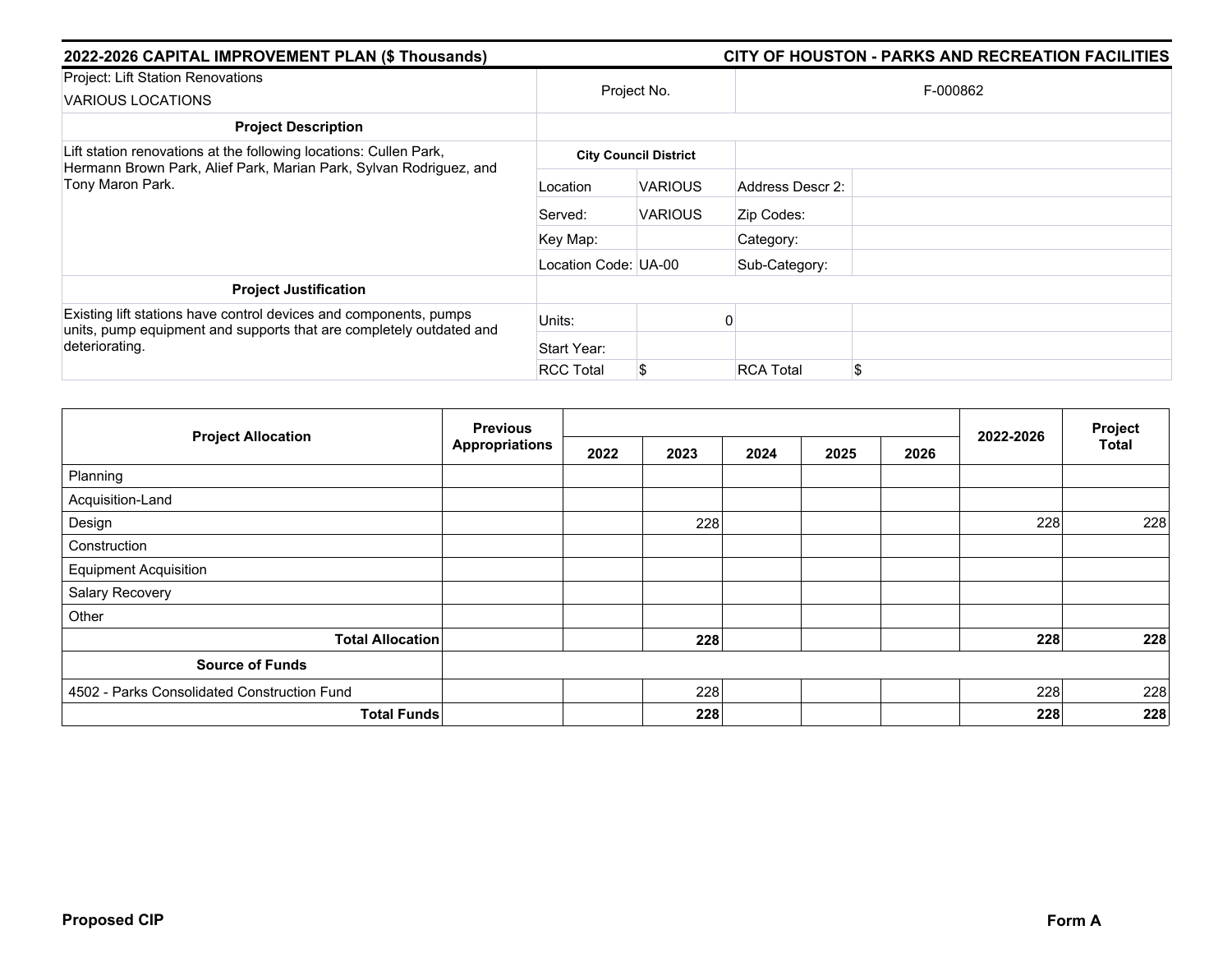| 2022-2026 CAPITAL IMPROVEMENT PLAN ($ Thousands) | | | CITY OF HOUSTON - PARKS AND RECREATION FACILITIES |
|---|---|---|---|
| Project: Lift Station Renovations<br>VARIOUS LOCATIONS | Project No. | | F-000862 |

| | | | | |
|---|---|---|---|---|
| **Project Description** | | | | |
| Lift station renovations at the following locations: Cullen Park, Hermann Brown Park, Alief Park, Marian Park, Sylvan Rodriguez, and Tony Maron Park. | **City Council District** | | | |
| | Location | VARIOUS | Address Descr 2: | |
| | Served: | VARIOUS | Zip Codes: | |
| | Key Map: | | Category: | |
| | Location Code: | UA-00 | Sub-Category: | |
| **Project Justification** | | | | |
| Existing lift stations have control devices and components, pumps units, pump equipment and supports that are completely outdated and deteriorating. | Units: | 0 | | |
| | Start Year: | | | |
| | RCC Total | $ | RCA Total | $ |

| Project Allocation | Previous Appropriations | 2022 | 2023 | 2024 | 2025 | 2026 | 2022-2026 | Project Total |
|---|---|---|---|---|---|---|---|---|
| Planning | | | | | | | | |
| Acquisition-Land | | | | | | | | |
| Design | | | 228 | | | | 228 | 228 |
| Construction | | | | | | | | |
| Equipment Acquisition | | | | | | | | |
| Salary Recovery | | | | | | | | |
| Other | | | | | | | | |
| **Total Allocation** | | | **228** | | | | **228** | **228** |
| **Source of Funds** | | | | | | | | |
| 4502 - Parks Consolidated Construction Fund | | | 228 | | | | 228 | 228 |
| **Total Funds** | | | **228** | | | | **228** | **228** |

**Proposed CIP** **Form A**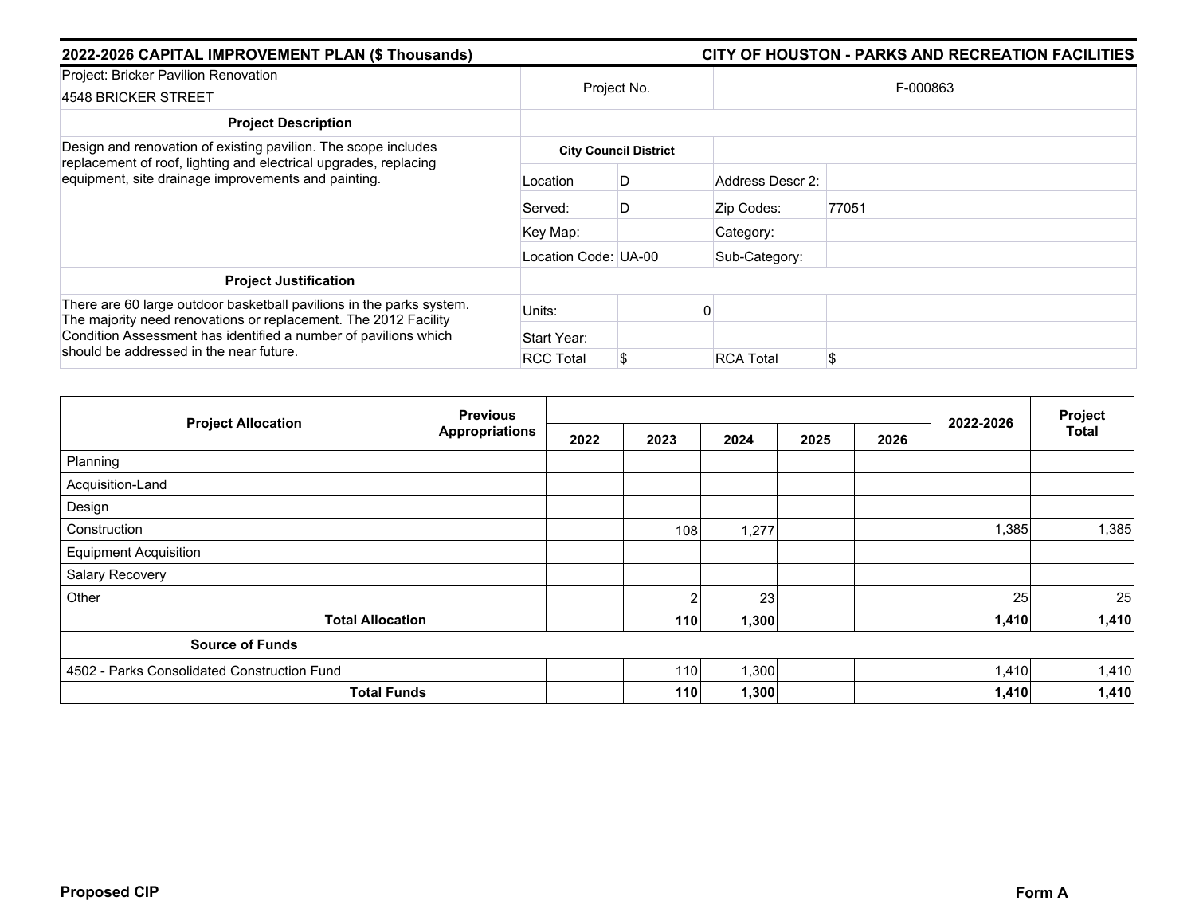## 2022-2026 CAPITAL IMPROVEMENT PLAN ($ Thousands) — CITY OF HOUSTON - PARKS AND RECREATION FACILITIES

| | | | | |
|---|---|---|---|---|
| Project: Bricker Pavilion Renovation<br>4548 BRICKER STREET | Project No. | | F-000863 | |
| **Project Description** | | | | |
| Design and renovation of existing pavilion. The scope includes replacement of roof, lighting and electrical upgrades, replacing equipment, site drainage improvements and painting. | **City Council District** | | | |
| | Location | D | Address Descr 2: | |
| | Served: | D | Zip Codes: | 77051 |
| | Key Map: | | Category: | |
| | Location Code: | UA-00 | Sub-Category: | |
| **Project Justification** | | | | |
| There are 60 large outdoor basketball pavilions in the parks system. The majority need renovations or replacement. The 2012 Facility Condition Assessment has identified a number of pavilions which should be addressed in the near future. | Units: | 0 | | |
| | Start Year: | | | |
| | RCC Total | $ | RCA Total | $ |

| Project Allocation | Previous Appropriations | 2022 | 2023 | 2024 | 2025 | 2026 | 2022-2026 | Project Total |
|---|---|---|---|---|---|---|---|---|
| Planning | | | | | | | | |
| Acquisition-Land | | | | | | | | |
| Design | | | | | | | | |
| Construction | | | 108 | 1,277 | | | 1,385 | 1,385 |
| Equipment Acquisition | | | | | | | | |
| Salary Recovery | | | | | | | | |
| Other | | | 2 | 23 | | | 25 | 25 |
| **Total Allocation** | | | **110** | **1,300** | | | **1,410** | **1,410** |
| **Source of Funds** | | | | | | | | |
| 4502 - Parks Consolidated Construction Fund | | | 110 | 1,300 | | | 1,410 | 1,410 |
| **Total Funds** | | | **110** | **1,300** | | | **1,410** | **1,410** |

**Proposed CIP** **Form A**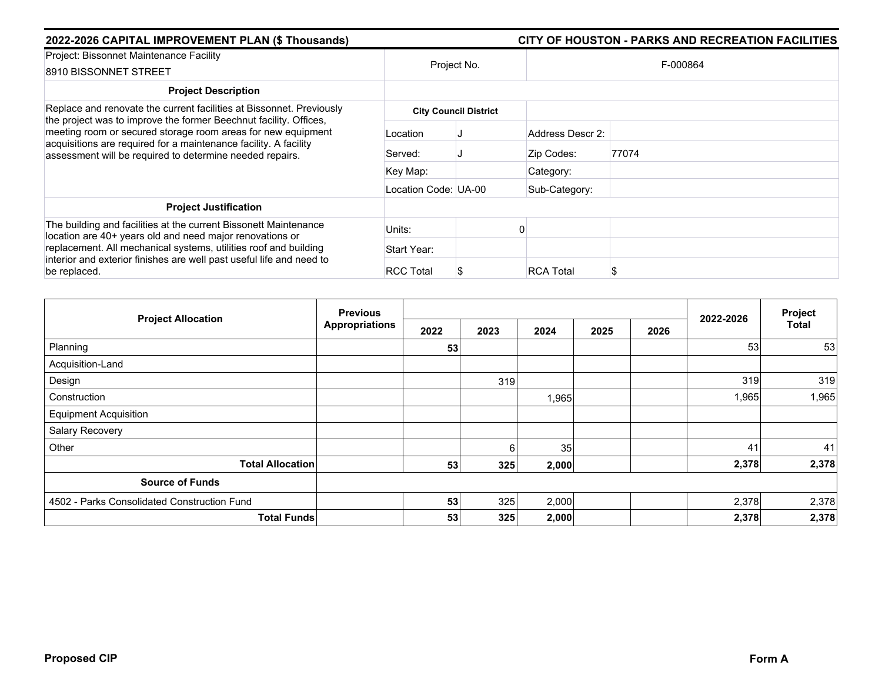## 2022-2026 CAPITAL IMPROVEMENT PLAN ($ Thousands)

## CITY OF HOUSTON - PARKS AND RECREATION FACILITIES

| | | | | |
|---|---|---|---|---|
| Project: Bissonnet Maintenance Facility<br>8910 BISSONNET STREET | Project No. | | F-000864 | |
| **Project Description** | | | | |
| Replace and renovate the current facilities at Bissonnet. Previously the project was to improve the former Beechnut facility. Offices, meeting room or secured storage room areas for new equipment acquisitions are required for a maintenance facility. A facility assessment will be required to determine needed repairs. | **City Council District** | | | |
| | Location | J | Address Descr 2: | |
| | Served: | J | Zip Codes: | 77074 |
| | Key Map: | | Category: | |
| | Location Code: | UA-00 | Sub-Category: | |
| **Project Justification** | | | | |
| The building and facilities at the current Bissonett Maintenance location are 40+ years old and need major renovations or replacement. All mechanical systems, utilities roof and building interior and exterior finishes are well past useful life and need to be replaced. | Units: | 0 | | |
| | Start Year: | | | |
| | RCC Total | $ | RCA Total | $ |

| Project Allocation | Previous Appropriations | 2022 | 2023 | 2024 | 2025 | 2026 | 2022-2026 | Project Total |
|---|---|---|---|---|---|---|---|---|
| Planning | | **53** | | | | | 53 | 53 |
| Acquisition-Land | | | | | | | | |
| Design | | | 319 | | | | 319 | 319 |
| Construction | | | | 1,965 | | | 1,965 | 1,965 |
| Equipment Acquisition | | | | | | | | |
| Salary Recovery | | | | | | | | |
| Other | | | 6 | 35 | | | 41 | 41 |
| **Total Allocation** | | **53** | **325** | **2,000** | | | **2,378** | **2,378** |
| **Source of Funds** | | | | | | | | |
| 4502 - Parks Consolidated Construction Fund | | **53** | 325 | 2,000 | | | 2,378 | 2,378 |
| **Total Funds** | | **53** | **325** | **2,000** | | | **2,378** | **2,378** |

**Proposed CIP**

**Form A**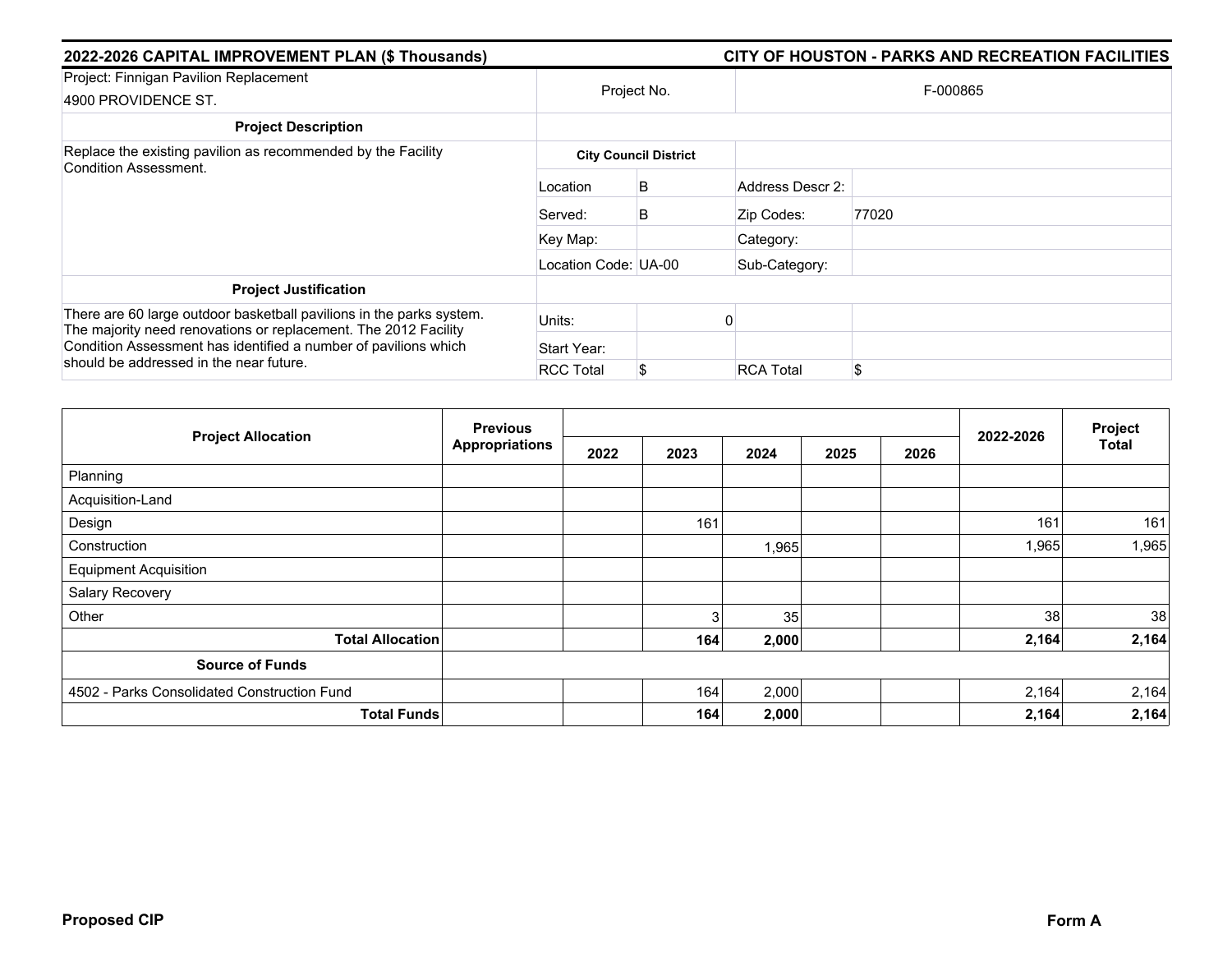**2022-2026 CAPITAL IMPROVEMENT PLAN ($ Thousands)** **CITY OF HOUSTON - PARKS AND RECREATION FACILITIES**

| | | | | |
|---|---|---|---|---|
| Project: Finnigan Pavilion Replacement<br>4900 PROVIDENCE ST. | Project No. | | F-000865 | |
| **Project Description** | | | | |
| Replace the existing pavilion as recommended by the Facility Condition Assessment. | **City Council District** | | | |
| | Location | B | Address Descr 2: | |
| | Served: | B | Zip Codes: | 77020 |
| | Key Map: | | Category: | |
| | Location Code: | UA-00 | Sub-Category: | |
| **Project Justification** | | | | |
| There are 60 large outdoor basketball pavilions in the parks system. The majority need renovations or replacement. The 2012 Facility Condition Assessment has identified a number of pavilions which should be addressed in the near future. | Units: | 0 | | |
| | Start Year: | | | |
| | RCC Total | $ | RCA Total | $ |

| Project Allocation | Previous Appropriations | 2022 | 2023 | 2024 | 2025 | 2026 | 2022-2026 | Project Total |
|---|---|---|---|---|---|---|---|---|
| Planning | | | | | | | | |
| Acquisition-Land | | | | | | | | |
| Design | | | 161 | | | | 161 | 161 |
| Construction | | | | 1,965 | | | 1,965 | 1,965 |
| Equipment Acquisition | | | | | | | | |
| Salary Recovery | | | | | | | | |
| Other | | | 3 | 35 | | | 38 | 38 |
| **Total Allocation** | | | **164** | **2,000** | | | **2,164** | **2,164** |
| **Source of Funds** | | | | | | | | |
| 4502 - Parks Consolidated Construction Fund | | | 164 | 2,000 | | | 2,164 | 2,164 |
| **Total Funds** | | | **164** | **2,000** | | | **2,164** | **2,164** |

**Proposed CIP** **Form A**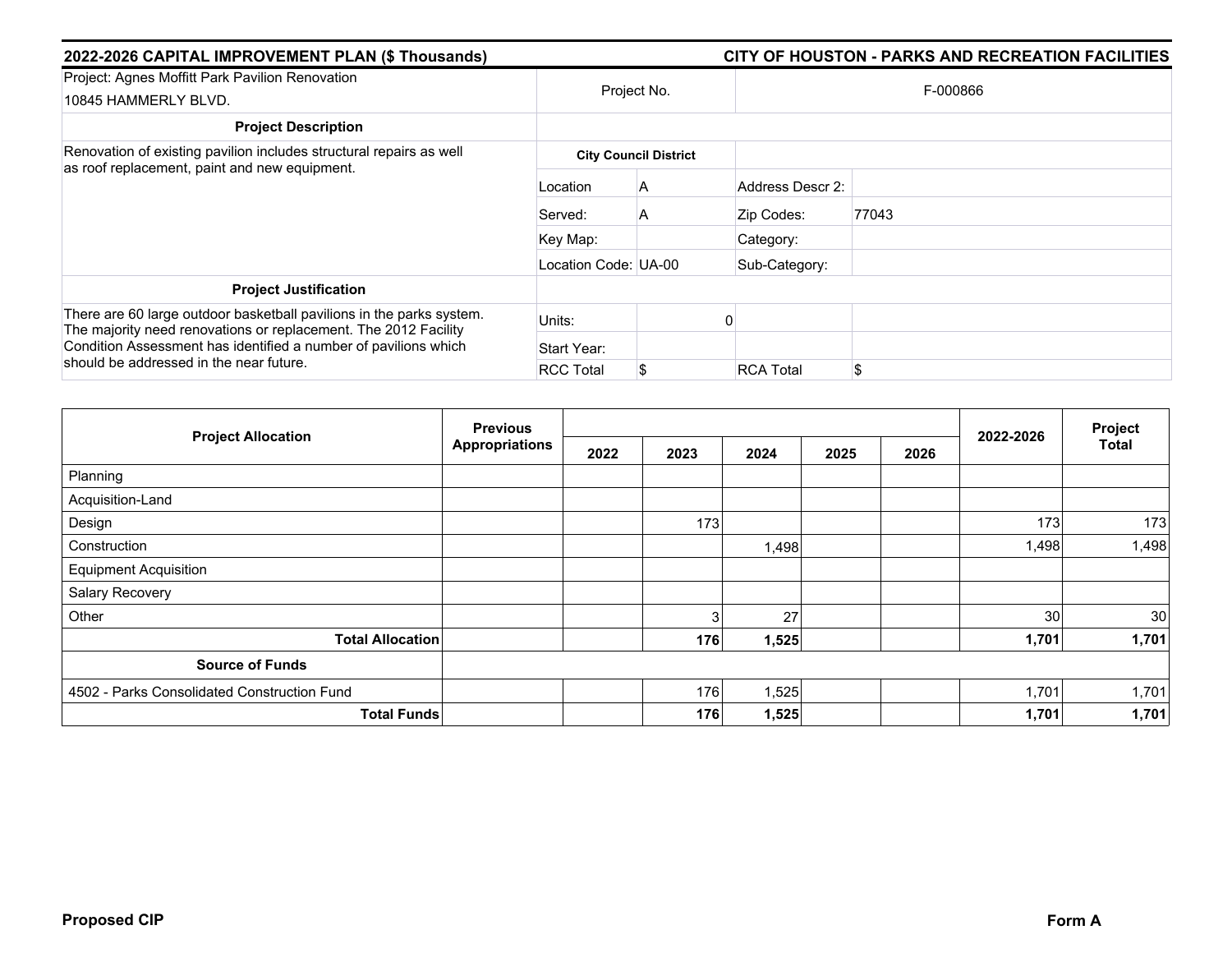**2022-2026 CAPITAL IMPROVEMENT PLAN ($ Thousands)** | **CITY OF HOUSTON - PARKS AND RECREATION FACILITIES**

| | | | |
|---|---|---|---|
| Project: Agnes Moffitt Park Pavilion Renovation<br>10845 HAMMERLY BLVD. | Project No. | F-000866 | |
| **Project Description** | | | |
| Renovation of existing pavilion includes structural repairs as well as roof replacement, paint and new equipment. | **City Council District** | | |
| | Location: A | Address Descr 2: | |
| | Served: A | Zip Codes: | 77043 |
| | Key Map: | Category: | |
| | Location Code: UA-00 | Sub-Category: | |
| **Project Justification** | | | |
| There are 60 large outdoor basketball pavilions in the parks system. The majority need renovations or replacement. The 2012 Facility Condition Assessment has identified a number of pavilions which should be addressed in the near future. | Units: 0 | | |
| | Start Year: | | |
| | RCC Total $ | RCA Total | $ |

| Project Allocation | Previous Appropriations | 2022 | 2023 | 2024 | 2025 | 2026 | 2022-2026 | Project Total |
|---|---|---|---|---|---|---|---|---|
| Planning | | | | | | | | |
| Acquisition-Land | | | | | | | | |
| Design | | | 173 | | | | 173 | 173 |
| Construction | | | | 1,498 | | | 1,498 | 1,498 |
| Equipment Acquisition | | | | | | | | |
| Salary Recovery | | | | | | | | |
| Other | | | 3 | 27 | | | 30 | 30 |
| **Total Allocation** | | | **176** | **1,525** | | | **1,701** | **1,701** |
| **Source of Funds** | | | | | | | | |
| 4502 - Parks Consolidated Construction Fund | | | 176 | 1,525 | | | 1,701 | 1,701 |
| **Total Funds** | | | **176** | **1,525** | | | **1,701** | **1,701** |

**Proposed CIP** | **Form A**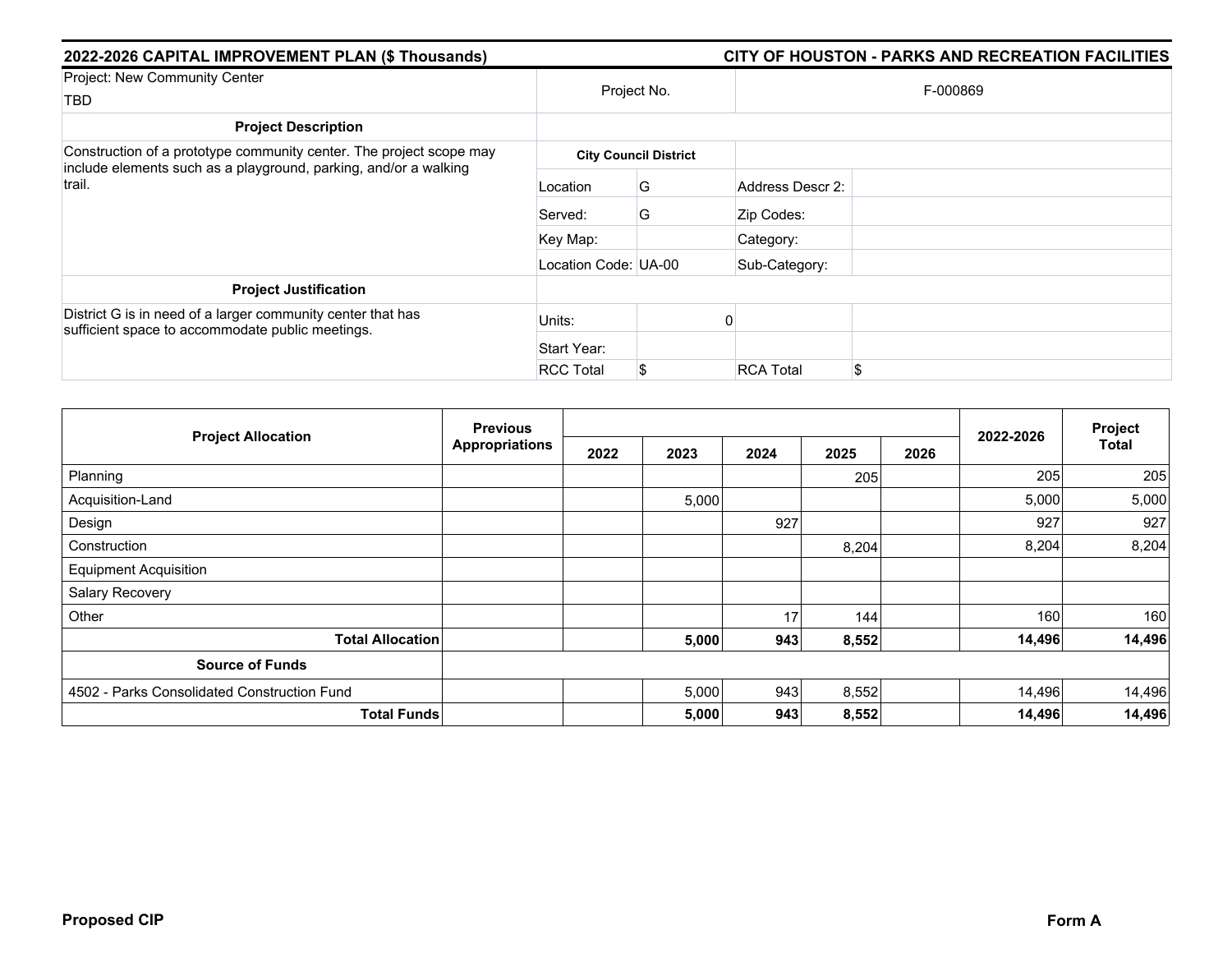**2022-2026 CAPITAL IMPROVEMENT PLAN ($ Thousands)** **CITY OF HOUSTON - PARKS AND RECREATION FACILITIES**

| | | | | |
|---|---|---|---|---|
| Project: New Community Center<br>TBD | Project No. | | F-000869 | |
| **Project Description** | | | | |
| Construction of a prototype community center. The project scope may include elements such as a playground, parking, and/or a walking trail. | **City Council District** | | | |
| | Location | G | Address Descr 2: | |
| | Served: | G | Zip Codes: | |
| | Key Map: | | Category: | |
| | Location Code: | UA-00 | Sub-Category: | |
| **Project Justification** | | | | |
| District G is in need of a larger community center that has sufficient space to accommodate public meetings. | Units: | 0 | | |
| | Start Year: | | | |
| | RCC Total | $ | RCA Total | $ |

| Project Allocation | Previous Appropriations | 2022 | 2023 | 2024 | 2025 | 2026 | 2022-2026 | Project Total |
|---|---|---|---|---|---|---|---|---|
| Planning | | | | | 205 | | 205 | 205 |
| Acquisition-Land | | | 5,000 | | | | 5,000 | 5,000 |
| Design | | | | 927 | | | 927 | 927 |
| Construction | | | | | 8,204 | | 8,204 | 8,204 |
| Equipment Acquisition | | | | | | | | |
| Salary Recovery | | | | | | | | |
| Other | | | | 17 | 144 | | 160 | 160 |
| **Total Allocation** | | | **5,000** | **943** | **8,552** | | **14,496** | **14,496** |
| **Source of Funds** | | | | | | | | |
| 4502 - Parks Consolidated Construction Fund | | | 5,000 | 943 | 8,552 | | 14,496 | 14,496 |
| **Total Funds** | | | **5,000** | **943** | **8,552** | | **14,496** | **14,496** |

**Proposed CIP** **Form A**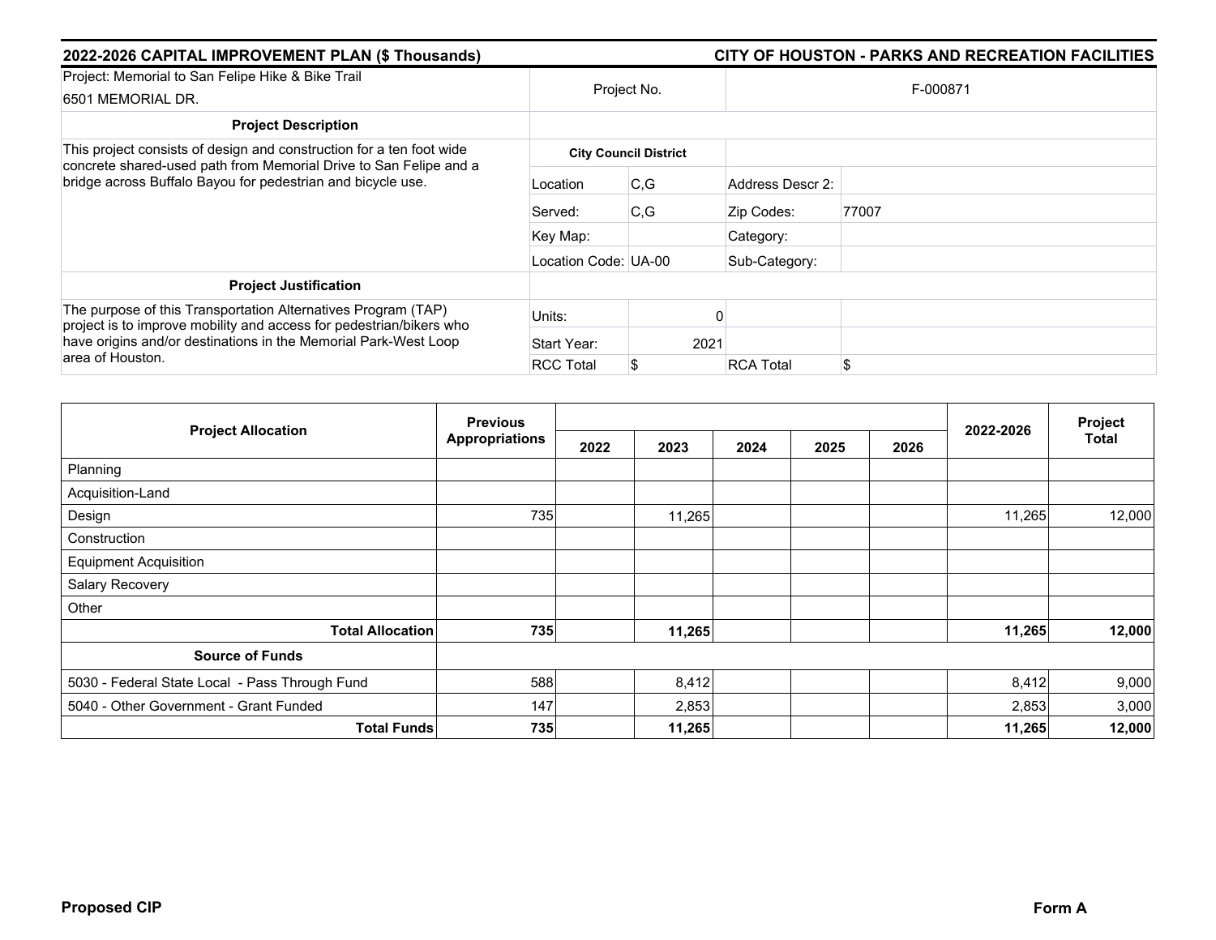**2022-2026 CAPITAL IMPROVEMENT PLAN ($ Thousands)** | **CITY OF HOUSTON - PARKS AND RECREATION FACILITIES**

| | | | | |
|---|---|---|---|---|
| Project: Memorial to San Felipe Hike & Bike Trail<br>6501 MEMORIAL DR. | Project No. | | F-000871 | |
| **Project Description** | | | | |
| This project consists of design and construction for a ten foot wide concrete shared-used path from Memorial Drive to San Felipe and a bridge across Buffalo Bayou for pedestrian and bicycle use. | **City Council District** | | | |
| | Location | C,G | Address Descr 2: | |
| | Served: | C,G | Zip Codes: | 77007 |
| | Key Map: | | Category: | |
| | Location Code: | UA-00 | Sub-Category: | |
| **Project Justification** | | | | |
| The purpose of this Transportation Alternatives Program (TAP) project is to improve mobility and access for pedestrian/bikers who have origins and/or destinations in the Memorial Park-West Loop area of Houston. | Units: | 0 | | |
| | Start Year: | 2021 | | |
| | RCC Total | $ | RCA Total | $ |

| Project Allocation | Previous Appropriations | 2022 | 2023 | 2024 | 2025 | 2026 | 2022-2026 | Project Total |
|---|---|---|---|---|---|---|---|---|
| Planning | | | | | | | | |
| Acquisition-Land | | | | | | | | |
| Design | 735 | | 11,265 | | | | 11,265 | 12,000 |
| Construction | | | | | | | | |
| Equipment Acquisition | | | | | | | | |
| Salary Recovery | | | | | | | | |
| Other | | | | | | | | |
| **Total Allocation** | **735** | | **11,265** | | | | **11,265** | **12,000** |
| **Source of Funds** | | | | | | | | |
| 5030 - Federal State Local - Pass Through Fund | 588 | | 8,412 | | | | 8,412 | 9,000 |
| 5040 - Other Government - Grant Funded | 147 | | 2,853 | | | | 2,853 | 3,000 |
| **Total Funds** | **735** | | **11,265** | | | | **11,265** | **12,000** |

**Proposed CIP** | **Form A**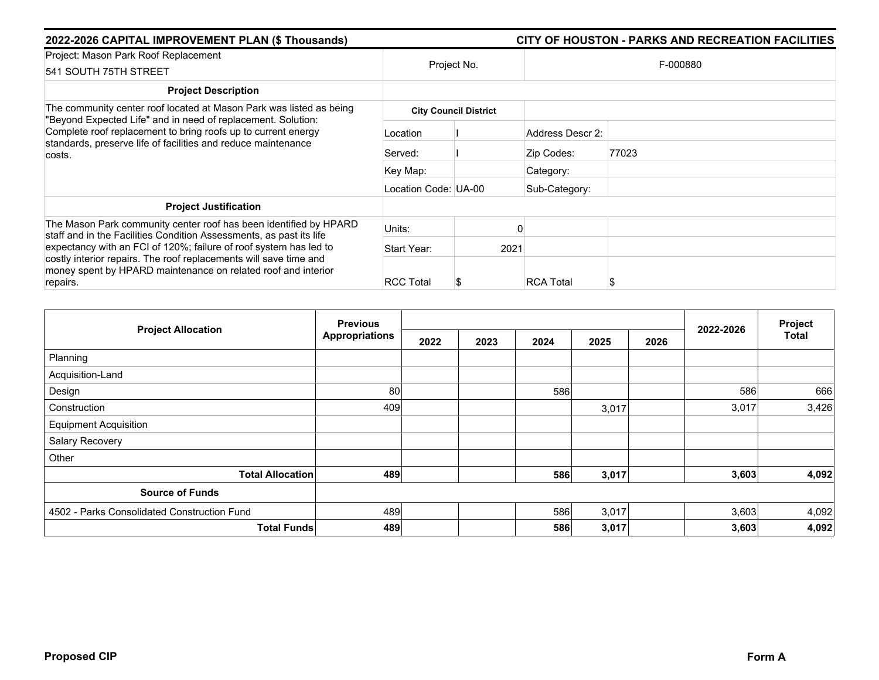## 2022-2026 CAPITAL IMPROVEMENT PLAN ($ Thousands)

## CITY OF HOUSTON - PARKS AND RECREATION FACILITIES

| | | | | |
|---|---|---|---|---|
| Project: Mason Park Roof Replacement<br>541 SOUTH 75TH STREET | Project No. | | F-000880 | |
| **Project Description** | | | | |
| The community center roof located at Mason Park was listed as being "Beyond Expected Life" and in need of replacement. Solution: Complete roof replacement to bring roofs up to current energy standards, preserve life of facilities and reduce maintenance costs. | **City Council District** | | | |
| | Location | I | Address Descr 2: | |
| | Served: | I | Zip Codes: | 77023 |
| | Key Map: | | Category: | |
| | Location Code: | UA-00 | Sub-Category: | |
| **Project Justification** | | | | |
| The Mason Park community center roof has been identified by HPARD staff and in the Facilities Condition Assessments, as past its life expectancy with an FCI of 120%; failure of roof system has led to costly interior repairs. The roof replacements will save time and money spent by HPARD maintenance on related roof and interior repairs. | Units: | 0 | | |
| | Start Year: | 2021 | | |
| | RCC Total | $ | RCA Total | $ |

| Project Allocation | Previous Appropriations | 2022 | 2023 | 2024 | 2025 | 2026 | 2022-2026 | Project Total |
|---|---|---|---|---|---|---|---|---|
| Planning | | | | | | | | |
| Acquisition-Land | | | | | | | | |
| Design | 80 | | | 586 | | | 586 | 666 |
| Construction | 409 | | | | 3,017 | | 3,017 | 3,426 |
| Equipment Acquisition | | | | | | | | |
| Salary Recovery | | | | | | | | |
| Other | | | | | | | | |
| **Total Allocation** | **489** | | | **586** | **3,017** | | **3,603** | **4,092** |
| **Source of Funds** | | | | | | | | |
| 4502 - Parks Consolidated Construction Fund | 489 | | | 586 | 3,017 | | 3,603 | 4,092 |
| **Total Funds** | **489** | | | **586** | **3,017** | | **3,603** | **4,092** |

**Proposed CIP**

**Form A**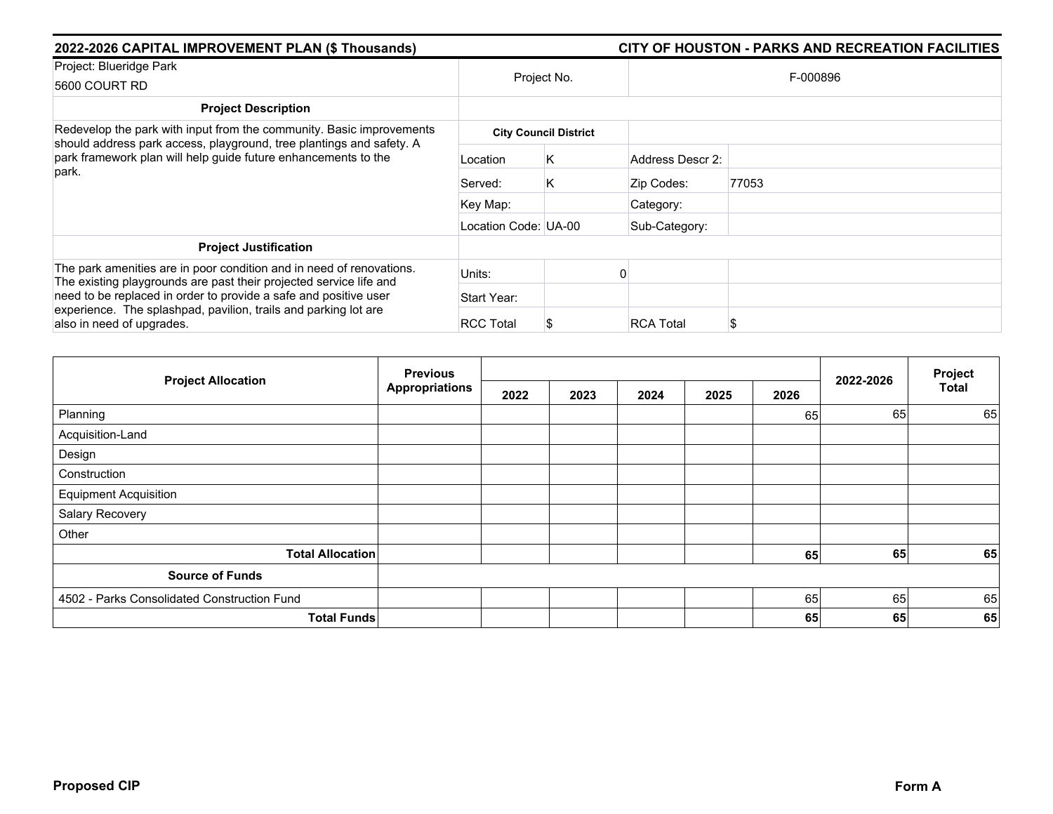## 2022-2026 CAPITAL IMPROVEMENT PLAN ($ Thousands)

## CITY OF HOUSTON - PARKS AND RECREATION FACILITIES

| | | | | |
|---|---|---|---|---|
| Project: Blueridge Park<br>5600 COURT RD | Project No. | | F-000896 | |
| **Project Description** | | | | |
| Redevelop the park with input from the community. Basic improvements should address park access, playground, tree plantings and safety. A park framework plan will help guide future enhancements to the park. | **City Council District** | | | |
| | Location | K | Address Descr 2: | |
| | Served: | K | Zip Codes: | 77053 |
| | Key Map: | | Category: | |
| | Location Code: | UA-00 | Sub-Category: | |
| **Project Justification** | | | | |
| The park amenities are in poor condition and in need of renovations. The existing playgrounds are past their projected service life and need to be replaced in order to provide a safe and positive user experience. The splashpad, pavilion, trails and parking lot are also in need of upgrades. | Units: | 0 | | |
| | Start Year: | | | |
| | RCC Total | $ | RCA Total | $ |

| Project Allocation | Previous Appropriations | 2022 | 2023 | 2024 | 2025 | 2026 | 2022-2026 | Project Total |
|---|---|---|---|---|---|---|---|---|
| Planning | | | | | | 65 | 65 | 65 |
| Acquisition-Land | | | | | | | | |
| Design | | | | | | | | |
| Construction | | | | | | | | |
| Equipment Acquisition | | | | | | | | |
| Salary Recovery | | | | | | | | |
| Other | | | | | | | | |
| **Total Allocation** | | | | | | **65** | **65** | **65** |
| **Source of Funds** | | | | | | | | |
| 4502 - Parks Consolidated Construction Fund | | | | | | 65 | 65 | 65 |
| **Total Funds** | | | | | | **65** | **65** | **65** |

**Proposed CIP**

**Form A**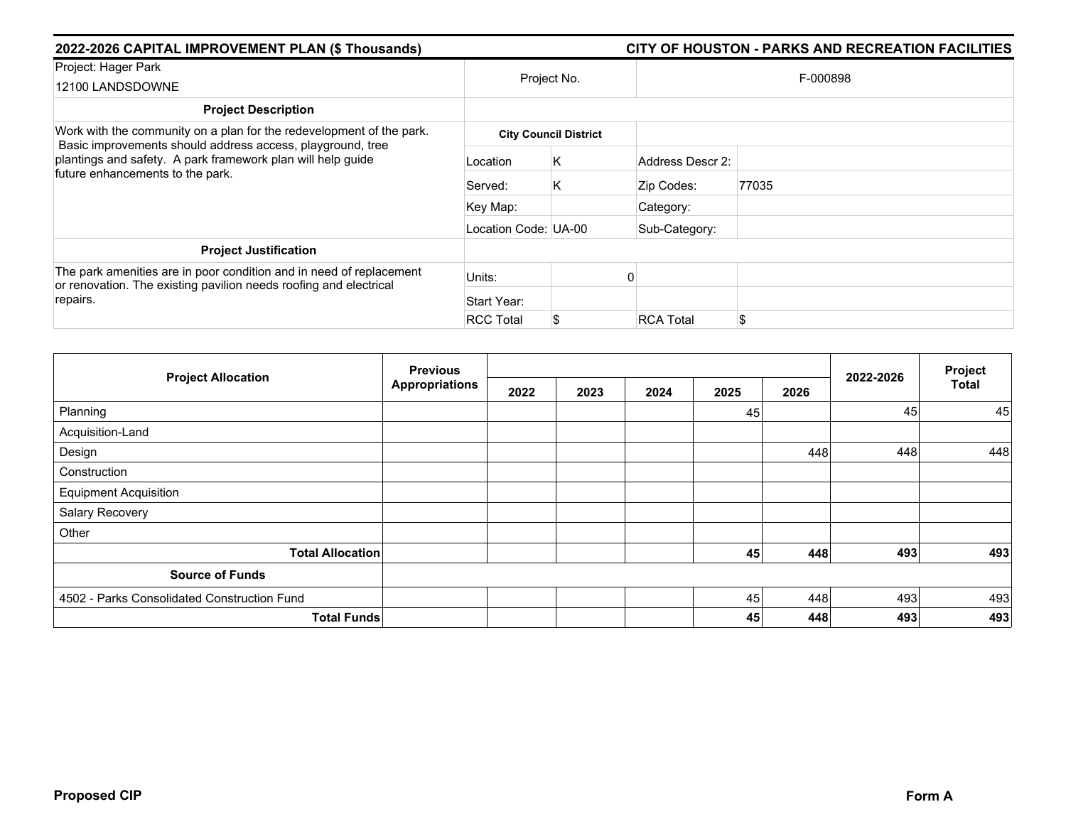**2022-2026 CAPITAL IMPROVEMENT PLAN ($ Thousands)** **CITY OF HOUSTON - PARKS AND RECREATION FACILITIES**

| | | | | |
|---|---|---|---|---|
| Project: Hager Park<br>12100 LANDSDOWNE | Project No. | | F-000898 | |
| **Project Description** | | | | |
| Work with the community on a plan for the redevelopment of the park. Basic improvements should address access, playground, tree plantings and safety. A park framework plan will help guide future enhancements to the park. | **City Council District** | | | |
| | Location | K | Address Descr 2: | |
| | Served: | K | Zip Codes: | 77035 |
| | Key Map: | | Category: | |
| | Location Code: | UA-00 | Sub-Category: | |
| **Project Justification** | | | | |
| The park amenities are in poor condition and in need of replacement or renovation. The existing pavilion needs roofing and electrical repairs. | Units: | 0 | | |
| | Start Year: | | | |
| | RCC Total | $ | RCA Total | $ |

| Project Allocation | Previous Appropriations | 2022 | 2023 | 2024 | 2025 | 2026 | 2022-2026 | Project Total |
|---|---|---|---|---|---|---|---|---|
| Planning | | | | | 45 | | 45 | 45 |
| Acquisition-Land | | | | | | | | |
| Design | | | | | | 448 | 448 | 448 |
| Construction | | | | | | | | |
| Equipment Acquisition | | | | | | | | |
| Salary Recovery | | | | | | | | |
| Other | | | | | | | | |
| **Total Allocation** | | | | | **45** | **448** | **493** | **493** |
| **Source of Funds** | | | | | | | | |
| 4502 - Parks Consolidated Construction Fund | | | | | 45 | 448 | 493 | 493 |
| **Total Funds** | | | | | **45** | **448** | **493** | **493** |

**Proposed CIP** **Form A**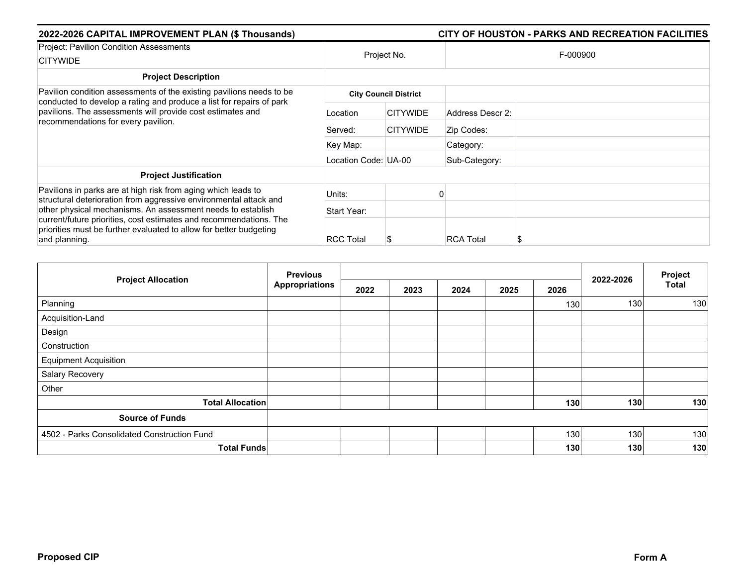**2022-2026 CAPITAL IMPROVEMENT PLAN ($ Thousands)** **CITY OF HOUSTON - PARKS AND RECREATION FACILITIES**

| | | | | |
|---|---|---|---|---|
| Project: Pavilion Condition Assessments<br>CITYWIDE | Project No. | | F-000900 | |
| **Project Description** | | | | |
| Pavilion condition assessments of the existing pavilions needs to be conducted to develop a rating and produce a list for repairs of park pavilions. The assessments will provide cost estimates and recommendations for every pavilion. | **City Council District** | | | |
| | Location | CITYWIDE | Address Descr 2: | |
| | Served: | CITYWIDE | Zip Codes: | |
| | Key Map: | | Category: | |
| | Location Code: | UA-00 | Sub-Category: | |
| **Project Justification** | | | | |
| Pavilions in parks are at high risk from aging which leads to structural deterioration from aggressive environmental attack and other physical mechanisms. An assessment needs to establish current/future priorities, cost estimates and recommendations. The priorities must be further evaluated to allow for better budgeting and planning. | Units: | 0 | | |
| | Start Year: | | | |
| | RCC Total | $ | RCA Total | $ |

| Project Allocation | Previous Appropriations | 2022 | 2023 | 2024 | 2025 | 2026 | 2022-2026 | Project Total |
|---|---|---|---|---|---|---|---|---|
| Planning | | | | | | 130 | 130 | 130 |
| Acquisition-Land | | | | | | | | |
| Design | | | | | | | | |
| Construction | | | | | | | | |
| Equipment Acquisition | | | | | | | | |
| Salary Recovery | | | | | | | | |
| Other | | | | | | | | |
| **Total Allocation** | | | | | | **130** | **130** | **130** |
| **Source of Funds** | | | | | | | | |
| 4502 - Parks Consolidated Construction Fund | | | | | | 130 | 130 | 130 |
| **Total Funds** | | | | | | **130** | **130** | **130** |

**Proposed CIP** **Form A**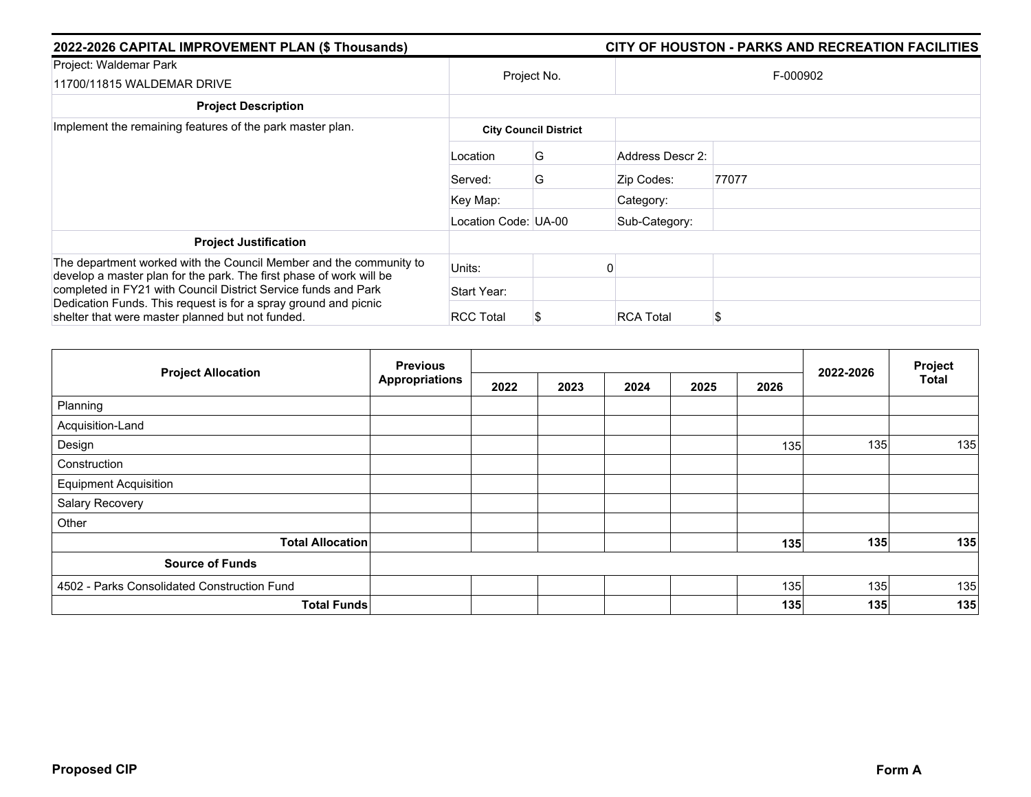**2022-2026 CAPITAL IMPROVEMENT PLAN ($ Thousands)** **CITY OF HOUSTON - PARKS AND RECREATION FACILITIES**

| | | | | |
|---|---|---|---|---|
| Project: Waldemar Park<br>11700/11815 WALDEMAR DRIVE | Project No. | | F-000902 | |
| **Project Description** | | | | |
| Implement the remaining features of the park master plan. | **City Council District** | | | |
| | Location | G | Address Descr 2: | |
| | Served: | G | Zip Codes: | 77077 |
| | Key Map: | | Category: | |
| | Location Code: | UA-00 | Sub-Category: | |
| **Project Justification** | | | | |
| The department worked with the Council Member and the community to develop a master plan for the park. The first phase of work will be completed in FY21 with Council District Service funds and Park Dedication Funds. This request is for a spray ground and picnic shelter that were master planned but not funded. | Units: | 0 | | |
| | Start Year: | | | |
| | RCC Total | $ | RCA Total | $ |

| Project Allocation | Previous Appropriations | 2022 | 2023 | 2024 | 2025 | 2026 | 2022-2026 | Project Total |
|---|---|---|---|---|---|---|---|---|
| Planning | | | | | | | | |
| Acquisition-Land | | | | | | | | |
| Design | | | | | | 135 | 135 | 135 |
| Construction | | | | | | | | |
| Equipment Acquisition | | | | | | | | |
| Salary Recovery | | | | | | | | |
| Other | | | | | | | | |
| **Total Allocation** | | | | | | **135** | **135** | **135** |
| **Source of Funds** | | | | | | | | |
| 4502 - Parks Consolidated Construction Fund | | | | | | 135 | 135 | 135 |
| **Total Funds** | | | | | | **135** | **135** | **135** |

**Proposed CIP** **Form A**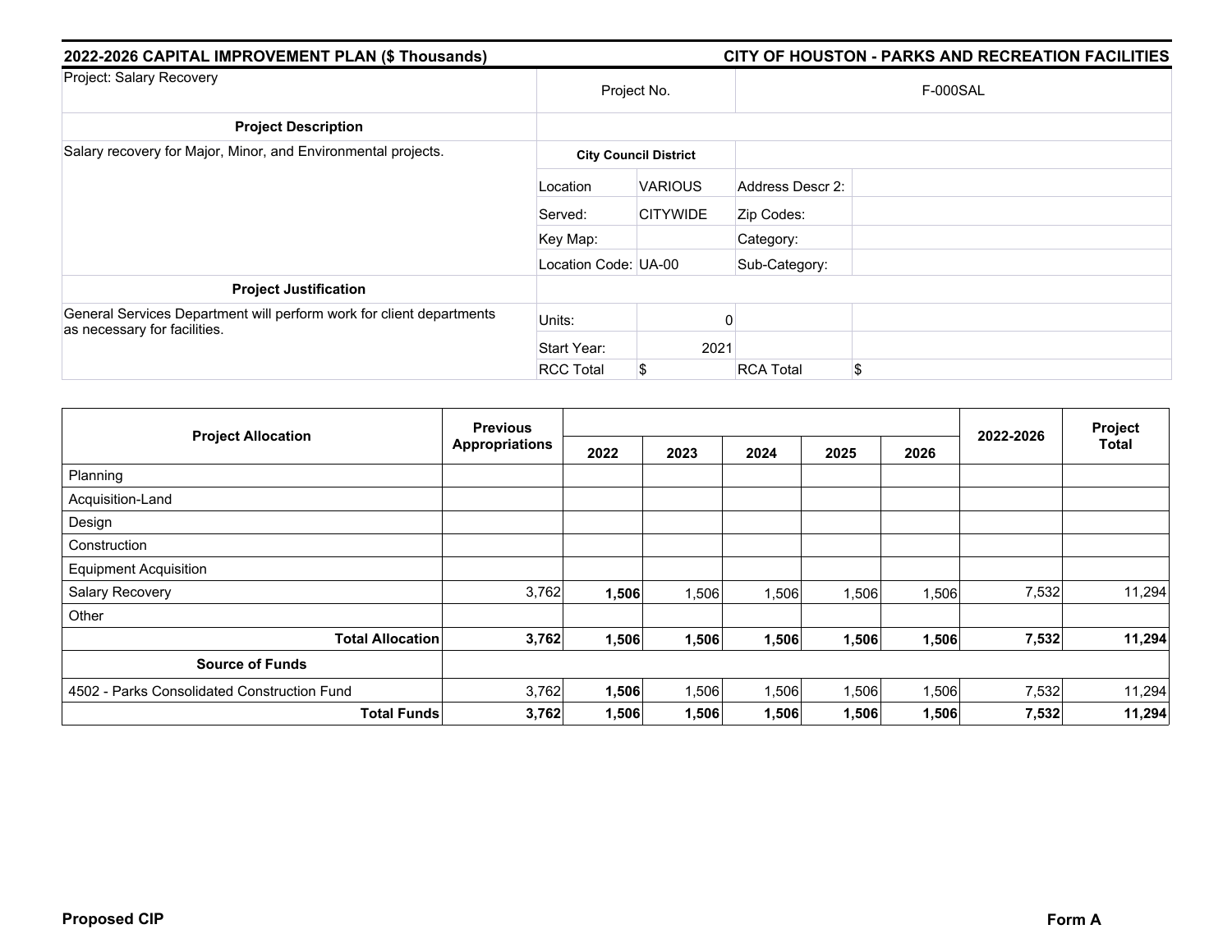**2022-2026 CAPITAL IMPROVEMENT PLAN ($ Thousands)** **CITY OF HOUSTON - PARKS AND RECREATION FACILITIES**

| | | | | |
|---|---|---|---|---|
| Project: Salary Recovery | Project No. | | F-000SAL | |
| **Project Description** | | | | |
| Salary recovery for Major, Minor, and Environmental projects. | **City Council District** | | | |
| | Location | VARIOUS | Address Descr 2: | |
| | Served: | CITYWIDE | Zip Codes: | |
| | Key Map: | | Category: | |
| | Location Code: | UA-00 | Sub-Category: | |
| **Project Justification** | | | | |
| General Services Department will perform work for client departments as necessary for facilities. | Units: | 0 | | |
| | Start Year: | 2021 | | |
| | RCC Total | $ | RCA Total | $ |

| Project Allocation | Previous Appropriations | 2022 | 2023 | 2024 | 2025 | 2026 | 2022-2026 | Project Total |
|---|---|---|---|---|---|---|---|---|
| Planning | | | | | | | | |
| Acquisition-Land | | | | | | | | |
| Design | | | | | | | | |
| Construction | | | | | | | | |
| Equipment Acquisition | | | | | | | | |
| Salary Recovery | 3,762 | **1,506** | 1,506 | 1,506 | 1,506 | 1,506 | 7,532 | 11,294 |
| Other | | | | | | | | |
| **Total Allocation** | **3,762** | **1,506** | **1,506** | **1,506** | **1,506** | **1,506** | **7,532** | **11,294** |
| **Source of Funds** | | | | | | | | |
| 4502 - Parks Consolidated Construction Fund | 3,762 | **1,506** | 1,506 | 1,506 | 1,506 | 1,506 | 7,532 | 11,294 |
| **Total Funds** | **3,762** | **1,506** | **1,506** | **1,506** | **1,506** | **1,506** | **7,532** | **11,294** |

**Proposed CIP** **Form A**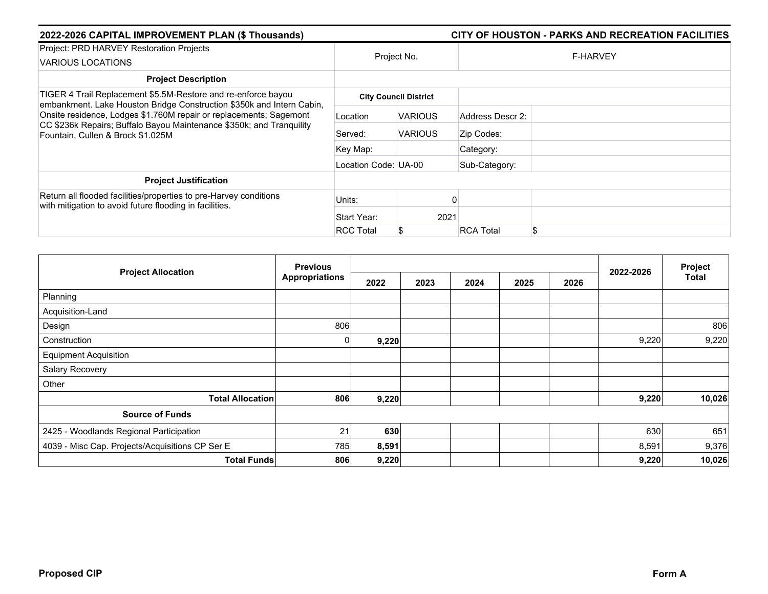**2022-2026 CAPITAL IMPROVEMENT PLAN ($ Thousands)** | **CITY OF HOUSTON - PARKS AND RECREATION FACILITIES**

| | | | | |
|---|---|---|---|---|
| Project: PRD HARVEY Restoration Projects<br>VARIOUS LOCATIONS | Project No. | | F-HARVEY | |
| **Project Description** | | | | |
| TIGER 4 Trail Replacement $5.5M-Restore and re-enforce bayou embankment. Lake Houston Bridge Construction $350k and Intern Cabin, Onsite residence, Lodges $1.760M repair or replacements; Sagemont CC $236k Repairs; Buffalo Bayou Maintenance $350k; and Tranquility Fountain, Cullen & Brock $1.025M | **City Council District** | | | |
| | Location | VARIOUS | Address Descr 2: | |
| | Served: | VARIOUS | Zip Codes: | |
| | Key Map: | | Category: | |
| | Location Code: | UA-00 | Sub-Category: | |
| **Project Justification** | | | | |
| Return all flooded facilities/properties to pre-Harvey conditions with mitigation to avoid future flooding in facilities. | Units: | 0 | | |
| | Start Year: | 2021 | | |
| | RCC Total | $ | RCA Total | $ |

| Project Allocation | Previous Appropriations | 2022 | 2023 | 2024 | 2025 | 2026 | 2022-2026 | Project Total |
|---|---|---|---|---|---|---|---|---|
| Planning | | | | | | | | |
| Acquisition-Land | | | | | | | | |
| Design | 806 | | | | | | | 806 |
| Construction | 0 | **9,220** | | | | | 9,220 | 9,220 |
| Equipment Acquisition | | | | | | | | |
| Salary Recovery | | | | | | | | |
| Other | | | | | | | | |
| **Total Allocation** | **806** | **9,220** | | | | | **9,220** | **10,026** |
| **Source of Funds** | | | | | | | | |
| 2425 - Woodlands Regional Participation | 21 | **630** | | | | | 630 | 651 |
| 4039 - Misc Cap. Projects/Acquisitions CP Ser E | 785 | **8,591** | | | | | 8,591 | 9,376 |
| **Total Funds** | **806** | **9,220** | | | | | **9,220** | **10,026** |

**Proposed CIP** | **Form A**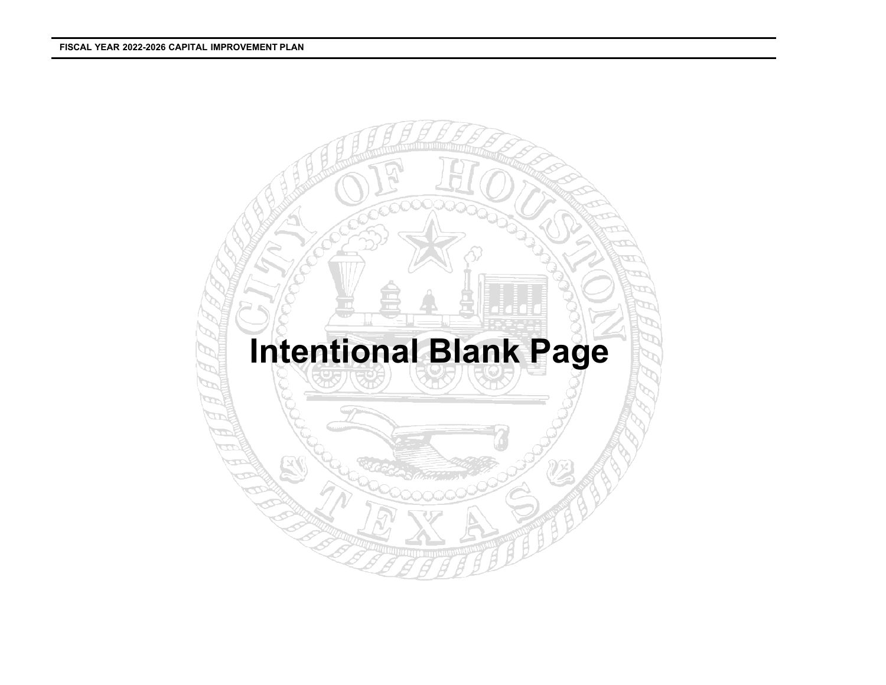Intentional Blank Page